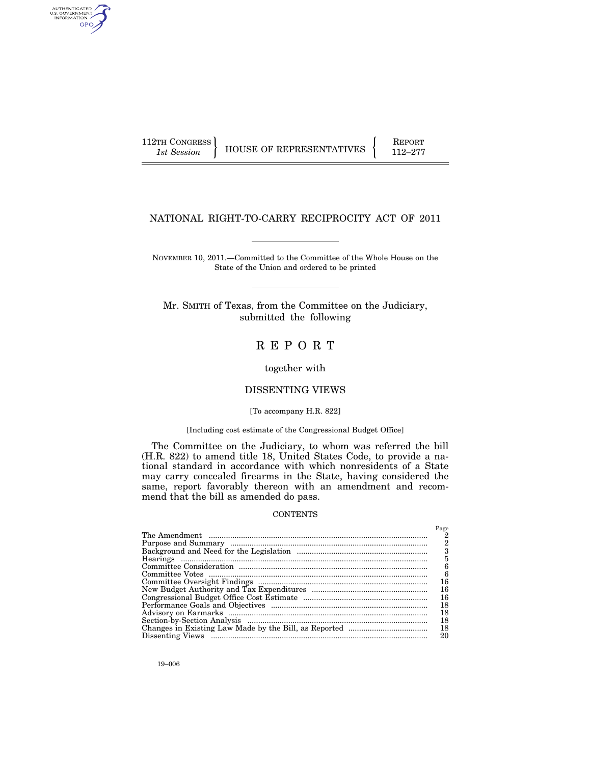112TH CONGRESS
*1st Session*

HOUSE OF REPRESENTATIVES

REPORT
112–277

# NATIONAL RIGHT-TO-CARRY RECIPROCITY ACT OF 2011

NOVEMBER 10, 2011.—Committed to the Committee of the Whole House on the State of the Union and ordered to be printed

Mr. SMITH of Texas, from the Committee on the Judiciary, submitted the following

# R E P O R T

together with

## DISSENTING VIEWS

[To accompany H.R. 822]

[Including cost estimate of the Congressional Budget Office]

The Committee on the Judiciary, to whom was referred the bill (H.R. 822) to amend title 18, United States Code, to provide a national standard in accordance with which nonresidents of a State may carry concealed firearms in the State, having considered the same, report favorably thereon with an amendment and recommend that the bill as amended do pass.

CONTENTS

| | Page |
|---|---|
| The Amendment | 2 |
| Purpose and Summary | 2 |
| Background and Need for the Legislation | 3 |
| Hearings | 5 |
| Committee Consideration | 6 |
| Committee Votes | 6 |
| Committee Oversight Findings | 16 |
| New Budget Authority and Tax Expenditures | 16 |
| Congressional Budget Office Cost Estimate | 16 |
| Performance Goals and Objectives | 18 |
| Advisory on Earmarks | 18 |
| Section-by-Section Analysis | 18 |
| Changes in Existing Law Made by the Bill, as Reported | 18 |
| Dissenting Views | 20 |

19–006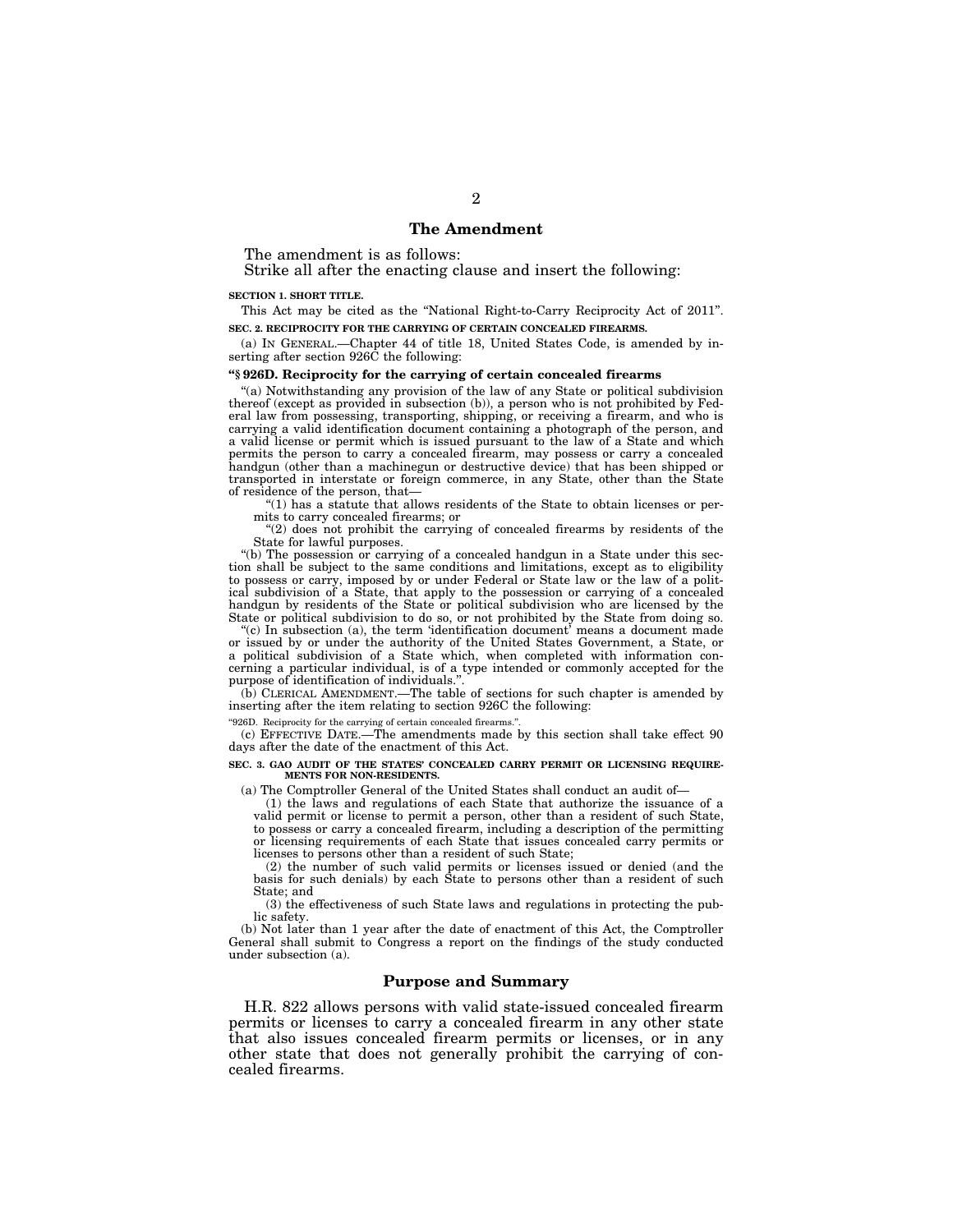## The Amendment

The amendment is as follows:

Strike all after the enacting clause and insert the following:

**SECTION 1. SHORT TITLE.**

This Act may be cited as the "National Right-to-Carry Reciprocity Act of 2011".

**SEC. 2. RECIPROCITY FOR THE CARRYING OF CERTAIN CONCEALED FIREARMS.**

(a) IN GENERAL.—Chapter 44 of title 18, United States Code, is amended by inserting after section 926C the following:

**"§ 926D. Reciprocity for the carrying of certain concealed firearms**

"(a) Notwithstanding any provision of the law of any State or political subdivision thereof (except as provided in subsection (b)), a person who is not prohibited by Federal law from possessing, transporting, shipping, or receiving a firearm, and who is carrying a valid identification document containing a photograph of the person, and a valid license or permit which is issued pursuant to the law of a State and which permits the person to carry a concealed firearm, may possess or carry a concealed handgun (other than a machinegun or destructive device) that has been shipped or transported in interstate or foreign commerce, in any State, other than the State of residence of the person, that—

"(1) has a statute that allows residents of the State to obtain licenses or permits to carry concealed firearms; or

"(2) does not prohibit the carrying of concealed firearms by residents of the State for lawful purposes.

"(b) The possession or carrying of a concealed handgun in a State under this section shall be subject to the same conditions and limitations, except as to eligibility to possess or carry, imposed by or under Federal or State law or the law of a political subdivision of a State, that apply to the possession or carrying of a concealed handgun by residents of the State or political subdivision who are licensed by the State or political subdivision to do so, or not prohibited by the State from doing so.

"(c) In subsection (a), the term 'identification document' means a document made or issued by or under the authority of the United States Government, a State, or a political subdivision of a State which, when completed with information concerning a particular individual, is of a type intended or commonly accepted for the purpose of identification of individuals.".

(b) CLERICAL AMENDMENT.—The table of sections for such chapter is amended by inserting after the item relating to section 926C the following:

"926D. Reciprocity for the carrying of certain concealed firearms.".

(c) EFFECTIVE DATE.—The amendments made by this section shall take effect 90 days after the date of the enactment of this Act.

**SEC. 3. GAO AUDIT OF THE STATES' CONCEALED CARRY PERMIT OR LICENSING REQUIREMENTS FOR NON-RESIDENTS.**

(a) The Comptroller General of the United States shall conduct an audit of—

(1) the laws and regulations of each State that authorize the issuance of a valid permit or license to permit a person, other than a resident of such State, to possess or carry a concealed firearm, including a description of the permitting or licensing requirements of each State that issues concealed carry permits or licenses to persons other than a resident of such State;

(2) the number of such valid permits or licenses issued or denied (and the basis for such denials) by each State to persons other than a resident of such State; and

(3) the effectiveness of such State laws and regulations in protecting the public safety.

(b) Not later than 1 year after the date of enactment of this Act, the Comptroller General shall submit to Congress a report on the findings of the study conducted under subsection (a).

## Purpose and Summary

H.R. 822 allows persons with valid state-issued concealed firearm permits or licenses to carry a concealed firearm in any other state that also issues concealed firearm permits or licenses, or in any other state that does not generally prohibit the carrying of concealed firearms.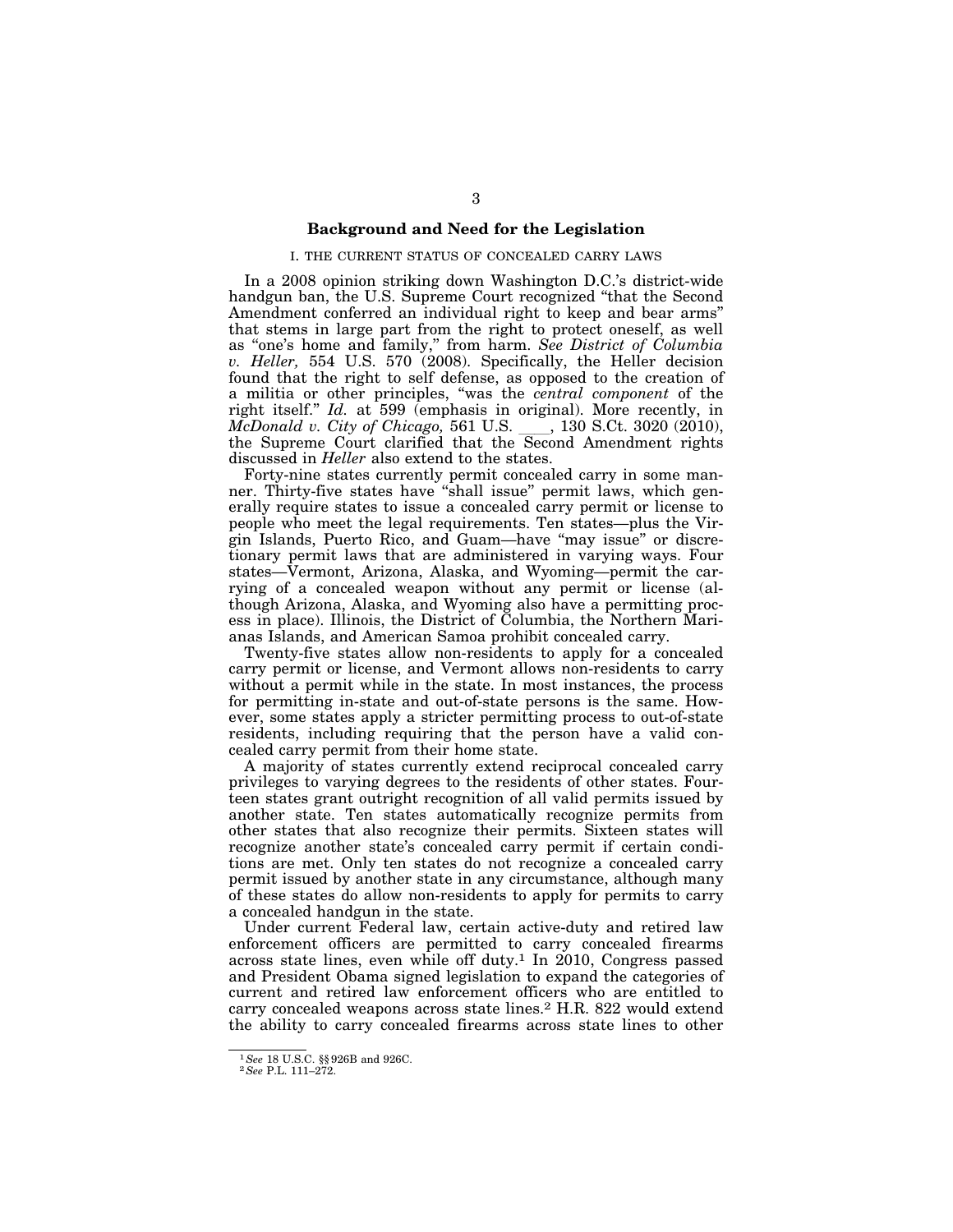## Background and Need for the Legislation

I. THE CURRENT STATUS OF CONCEALED CARRY LAWS

In a 2008 opinion striking down Washington D.C.'s district-wide handgun ban, the U.S. Supreme Court recognized "that the Second Amendment conferred an individual right to keep and bear arms" that stems in large part from the right to protect oneself, as well as "one's home and family," from harm. *See District of Columbia v. Heller,* 554 U.S. 570 (2008). Specifically, the Heller decision found that the right to self defense, as opposed to the creation of a militia or other principles, "was the *central component* of the right itself." *Id.* at 599 (emphasis in original). More recently, in *McDonald v. City of Chicago,* 561 U.S. \_\_\_\_, 130 S.Ct. 3020 (2010), the Supreme Court clarified that the Second Amendment rights discussed in *Heller* also extend to the states.

Forty-nine states currently permit concealed carry in some manner. Thirty-five states have "shall issue" permit laws, which generally require states to issue a concealed carry permit or license to people who meet the legal requirements. Ten states—plus the Virgin Islands, Puerto Rico, and Guam—have "may issue" or discretionary permit laws that are administered in varying ways. Four states—Vermont, Arizona, Alaska, and Wyoming—permit the carrying of a concealed weapon without any permit or license (although Arizona, Alaska, and Wyoming also have a permitting process in place). Illinois, the District of Columbia, the Northern Marianas Islands, and American Samoa prohibit concealed carry.

Twenty-five states allow non-residents to apply for a concealed carry permit or license, and Vermont allows non-residents to carry without a permit while in the state. In most instances, the process for permitting in-state and out-of-state persons is the same. However, some states apply a stricter permitting process to out-of-state residents, including requiring that the person have a valid concealed carry permit from their home state.

A majority of states currently extend reciprocal concealed carry privileges to varying degrees to the residents of other states. Fourteen states grant outright recognition of all valid permits issued by another state. Ten states automatically recognize permits from other states that also recognize their permits. Sixteen states will recognize another state's concealed carry permit if certain conditions are met. Only ten states do not recognize a concealed carry permit issued by another state in any circumstance, although many of these states do allow non-residents to apply for permits to carry a concealed handgun in the state.

Under current Federal law, certain active-duty and retired law enforcement officers are permitted to carry concealed firearms across state lines, even while off duty.[1] In 2010, Congress passed and President Obama signed legislation to expand the categories of current and retired law enforcement officers who are entitled to carry concealed weapons across state lines.[2] H.R. 822 would extend the ability to carry concealed firearms across state lines to other

[1] *See* 18 U.S.C. §§ 926B and 926C.

[2] *See* P.L. 111–272.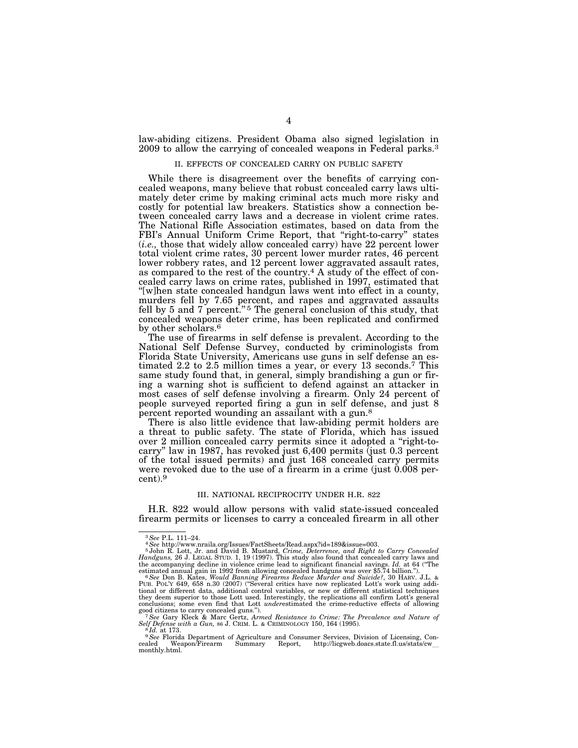law-abiding citizens. President Obama also signed legislation in 2009 to allow the carrying of concealed weapons in Federal parks.[3]

## II. EFFECTS OF CONCEALED CARRY ON PUBLIC SAFETY

While there is disagreement over the benefits of carrying concealed weapons, many believe that robust concealed carry laws ultimately deter crime by making criminal acts much more risky and costly for potential law breakers. Statistics show a connection between concealed carry laws and a decrease in violent crime rates. The National Rifle Association estimates, based on data from the FBI's Annual Uniform Crime Report, that "right-to-carry" states (*i.e.*, those that widely allow concealed carry) have 22 percent lower total violent crime rates, 30 percent lower murder rates, 46 percent lower robbery rates, and 12 percent lower aggravated assault rates, as compared to the rest of the country.[4] A study of the effect of concealed carry laws on crime rates, published in 1997, estimated that "[w]hen state concealed handgun laws went into effect in a county, murders fell by 7.65 percent, and rapes and aggravated assaults fell by 5 and 7 percent."[5] The general conclusion of this study, that concealed weapons deter crime, has been replicated and confirmed by other scholars.[6]

The use of firearms in self defense is prevalent. According to the National Self Defense Survey, conducted by criminologists from Florida State University, Americans use guns in self defense an estimated 2.2 to 2.5 million times a year, or every 13 seconds.[7] This same study found that, in general, simply brandishing a gun or firing a warning shot is sufficient to defend against an attacker in most cases of self defense involving a firearm. Only 24 percent of people surveyed reported firing a gun in self defense, and just 8 percent reported wounding an assailant with a gun.[8]

There is also little evidence that law-abiding permit holders are a threat to public safety. The state of Florida, which has issued over 2 million concealed carry permits since it adopted a "right-to-carry" law in 1987, has revoked just 6,400 permits (just 0.3 percent of the total issued permits) and just 168 concealed carry permits were revoked due to the use of a firearm in a crime (just 0.008 percent).[9]

## III. NATIONAL RECIPROCITY UNDER H.R. 822

H.R. 822 would allow persons with valid state-issued concealed firearm permits or licenses to carry a concealed firearm in all other

---

[3] *See* P.L. 111–24.

[4] *See* http://www.nraila.org/Issues/FactSheets/Read.aspx?id=189&issue=003.

[5] John R. Lott, Jr. and David B. Mustard, *Crime, Deterrence, and Right to Carry Concealed Handguns,* 26 J. LEGAL STUD. 1, 19 (1997). This study also found that concealed carry laws and the accompanying decline in violence crime lead to significant financial savings. *Id.* at 64 ("The estimated annual gain in 1992 from allowing concealed handguns was over $5.74 billion.").

[6] *See* Don B. Kates, *Would Banning Firearms Reduce Murder and Suicide?*, 30 HARV. J.L. & PUB. POL'Y 649, 658 n.30 (2007) ("Several critics have now replicated Lott's work using additional or different data, additional control variables, or new or different statistical techniques they deem superior to those Lott used. Interestingly, the replications all confirm Lott's general conclusions; some even find that Lott *under*estimated the crime-reductive effects of allowing good citizens to carry concealed guns.").

[7] *See* Gary Kleck & Marc Gertz, *Armed Resistance to Crime: The Prevalence and Nature of Self Defense with a Gun,* 86 J. CRIM. L. & CRIMINOLOGY 150, 164 (1995).

[8] *Id.* at 173.

[9] *See* Florida Department of Agriculture and Consumer Services, Division of Licensing, Concealed Weapon/Firearm Summary Report, http://licgweb.doacs.state.fl.us/stats/cw_monthly.html.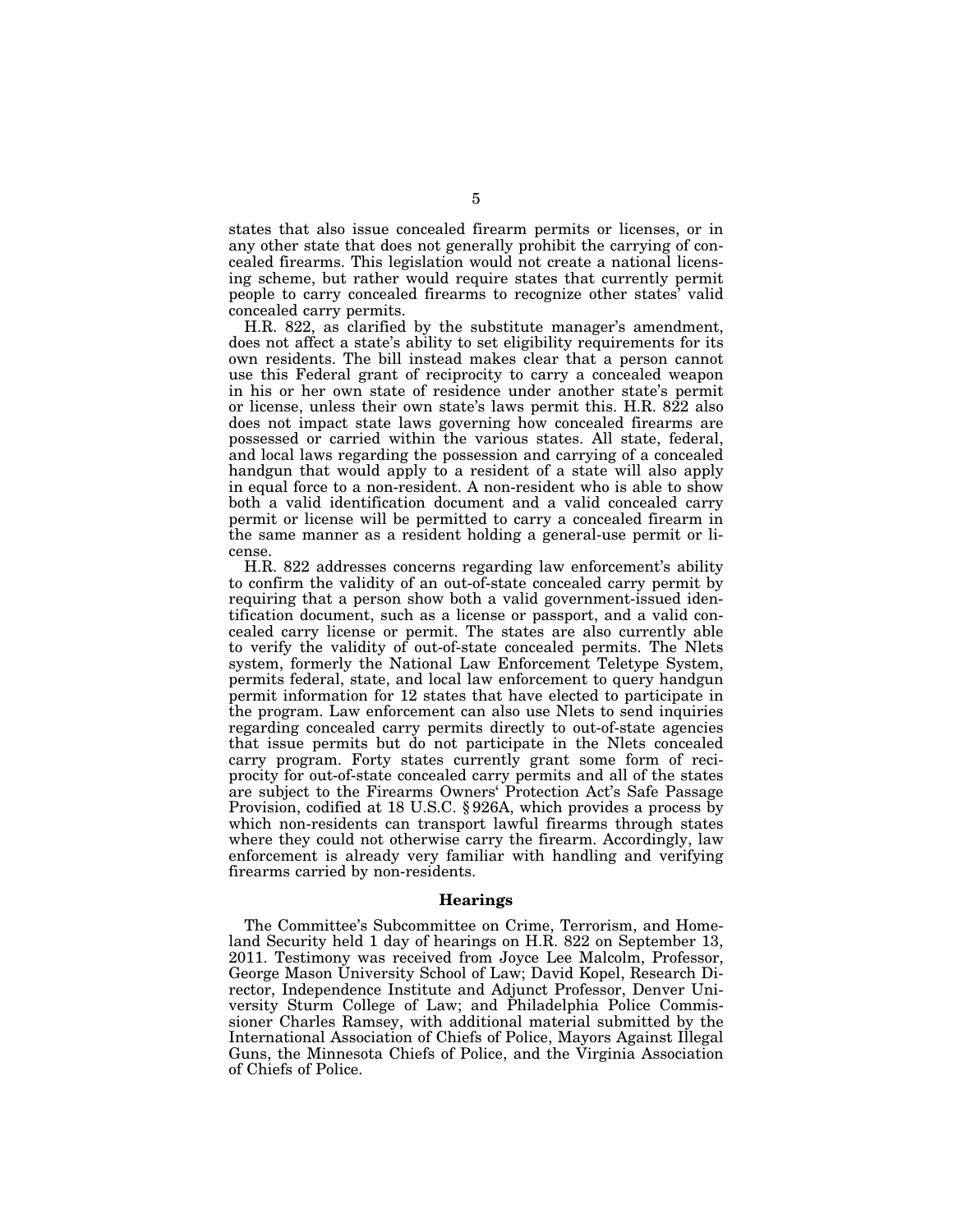states that also issue concealed firearm permits or licenses, or in any other state that does not generally prohibit the carrying of concealed firearms. This legislation would not create a national licensing scheme, but rather would require states that currently permit people to carry concealed firearms to recognize other states' valid concealed carry permits.

H.R. 822, as clarified by the substitute manager's amendment, does not affect a state's ability to set eligibility requirements for its own residents. The bill instead makes clear that a person cannot use this Federal grant of reciprocity to carry a concealed weapon in his or her own state of residence under another state's permit or license, unless their own state's laws permit this. H.R. 822 also does not impact state laws governing how concealed firearms are possessed or carried within the various states. All state, federal, and local laws regarding the possession and carrying of a concealed handgun that would apply to a resident of a state will also apply in equal force to a non-resident. A non-resident who is able to show both a valid identification document and a valid concealed carry permit or license will be permitted to carry a concealed firearm in the same manner as a resident holding a general-use permit or license.

H.R. 822 addresses concerns regarding law enforcement's ability to confirm the validity of an out-of-state concealed carry permit by requiring that a person show both a valid government-issued identification document, such as a license or passport, and a valid concealed carry license or permit. The states are also currently able to verify the validity of out-of-state concealed permits. The Nlets system, formerly the National Law Enforcement Teletype System, permits federal, state, and local law enforcement to query handgun permit information for 12 states that have elected to participate in the program. Law enforcement can also use Nlets to send inquiries regarding concealed carry permits directly to out-of-state agencies that issue permits but do not participate in the Nlets concealed carry program. Forty states currently grant some form of reciprocity for out-of-state concealed carry permits and all of the states are subject to the Firearms Owners' Protection Act's Safe Passage Provision, codified at 18 U.S.C. § 926A, which provides a process by which non-residents can transport lawful firearms through states where they could not otherwise carry the firearm. Accordingly, law enforcement is already very familiar with handling and verifying firearms carried by non-residents.

## Hearings

The Committee's Subcommittee on Crime, Terrorism, and Homeland Security held 1 day of hearings on H.R. 822 on September 13, 2011. Testimony was received from Joyce Lee Malcolm, Professor, George Mason University School of Law; David Kopel, Research Director, Independence Institute and Adjunct Professor, Denver University Sturm College of Law; and Philadelphia Police Commissioner Charles Ramsey, with additional material submitted by the International Association of Chiefs of Police, Mayors Against Illegal Guns, the Minnesota Chiefs of Police, and the Virginia Association of Chiefs of Police.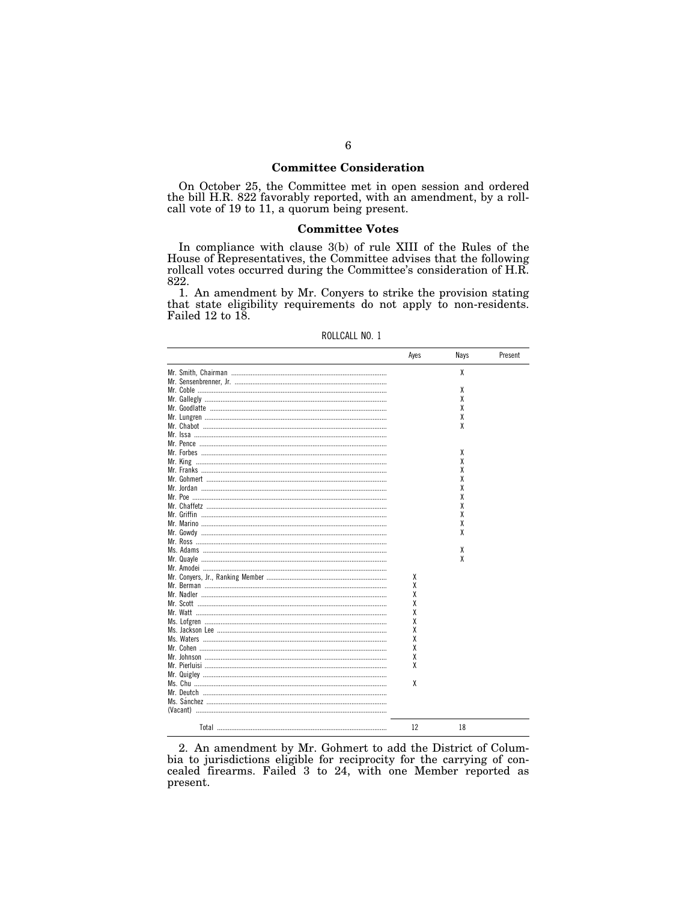## Committee Consideration

On October 25, the Committee met in open session and ordered the bill H.R. 822 favorably reported, with an amendment, by a rollcall vote of 19 to 11, a quorum being present.

## Committee Votes

In compliance with clause 3(b) of rule XIII of the Rules of the House of Representatives, the Committee advises that the following rollcall votes occurred during the Committee's consideration of H.R. 822.

1. An amendment by Mr. Conyers to strike the provision stating that state eligibility requirements do not apply to non-residents. Failed 12 to 18.

ROLLCALL NO. 1

| | Ayes | Nays | Present |
|---|---|---|---|
| Mr. Smith, Chairman | | X | |
| Mr. Sensenbrenner, Jr. | | | |
| Mr. Coble | | X | |
| Mr. Gallegly | | X | |
| Mr. Goodlatte | | X | |
| Mr. Lungren | | X | |
| Mr. Chabot | | X | |
| Mr. Issa | | | |
| Mr. Pence | | | |
| Mr. Forbes | | X | |
| Mr. King | | X | |
| Mr. Franks | | X | |
| Mr. Gohmert | | X | |
| Mr. Jordan | | X | |
| Mr. Poe | | X | |
| Mr. Chaffetz | | X | |
| Mr. Griffin | | X | |
| Mr. Marino | | X | |
| Mr. Gowdy | | X | |
| Mr. Ross | | | |
| Ms. Adams | | X | |
| Mr. Quayle | | X | |
| Mr. Amodei | | | |
| Mr. Conyers, Jr., Ranking Member | X | | |
| Mr. Berman | X | | |
| Mr. Nadler | X | | |
| Mr. Scott | X | | |
| Mr. Watt | X | | |
| Ms. Lofgren | X | | |
| Ms. Jackson Lee | X | | |
| Ms. Waters | X | | |
| Mr. Cohen | X | | |
| Mr. Johnson | X | | |
| Mr. Pierluisi | X | | |
| Mr. Quigley | | | |
| Ms. Chu | X | | |
| Mr. Deutch | | | |
| Ms. Sánchez | | | |
| (Vacant) | | | |
| Total | 12 | 18 | |

2. An amendment by Mr. Gohmert to add the District of Columbia to jurisdictions eligible for reciprocity for the carrying of concealed firearms. Failed 3 to 24, with one Member reported as present.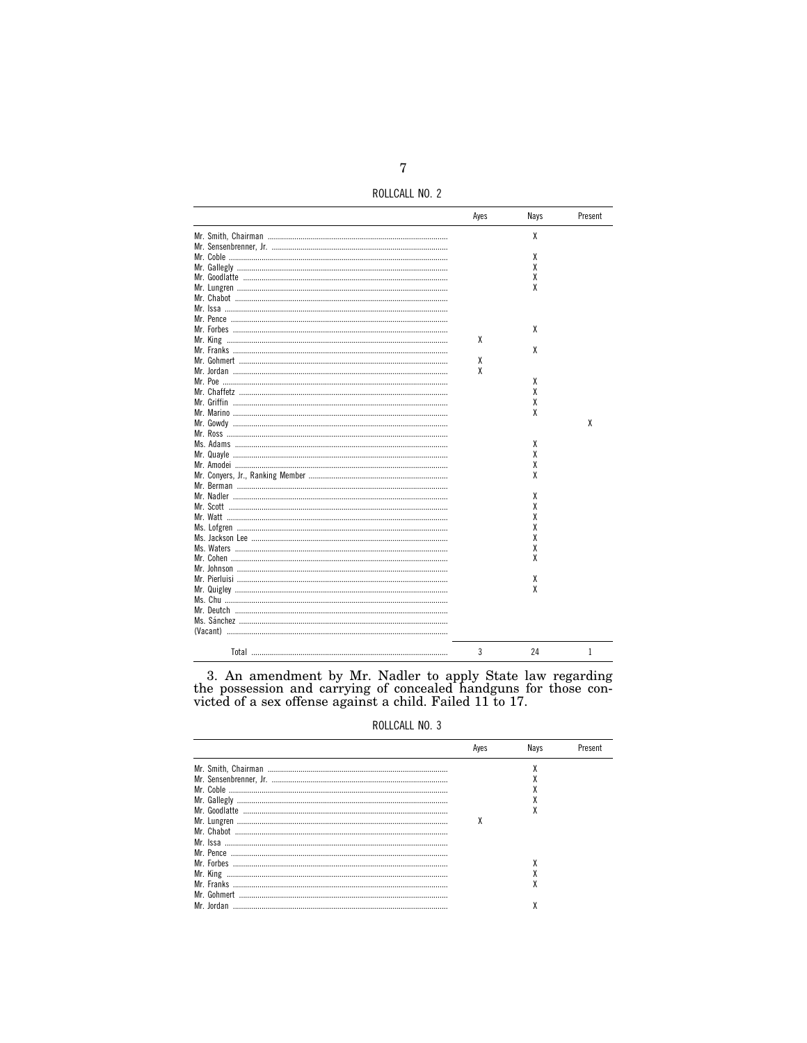ROLLCALL NO. 2

| | Ayes | Nays | Present |
|---|---|---|---|
| Mr. Smith, Chairman | | X | |
| Mr. Sensenbrenner, Jr. | | | |
| Mr. Coble | | X | |
| Mr. Gallegly | | X | |
| Mr. Goodlatte | | X | |
| Mr. Lungren | | X | |
| Mr. Chabot | | | |
| Mr. Issa | | | |
| Mr. Pence | | | |
| Mr. Forbes | | X | |
| Mr. King | X | | |
| Mr. Franks | | X | |
| Mr. Gohmert | X | | |
| Mr. Jordan | X | | |
| Mr. Poe | | X | |
| Mr. Chaffetz | | X | |
| Mr. Griffin | | X | |
| Mr. Marino | | X | |
| Mr. Gowdy | | | X |
| Mr. Ross | | | |
| Ms. Adams | | X | |
| Mr. Quayle | | X | |
| Mr. Amodei | | X | |
| Mr. Conyers, Jr., Ranking Member | | X | |
| Mr. Berman | | | |
| Mr. Nadler | | X | |
| Mr. Scott | | X | |
| Mr. Watt | | X | |
| Ms. Lofgren | | X | |
| Ms. Jackson Lee | | X | |
| Ms. Waters | | X | |
| Mr. Cohen | | X | |
| Mr. Johnson | | | |
| Mr. Pierluisi | | X | |
| Mr. Quigley | | X | |
| Ms. Chu | | | |
| Mr. Deutch | | | |
| Ms. Sánchez | | | |
| (Vacant) | | | |
| Total | 3 | 24 | 1 |

3. An amendment by Mr. Nadler to apply State law regarding the possession and carrying of concealed handguns for those convicted of a sex offense against a child. Failed 11 to 17.

ROLLCALL NO. 3

| | Ayes | Nays | Present |
|---|---|---|---|
| Mr. Smith, Chairman | | X | |
| Mr. Sensenbrenner, Jr. | | X | |
| Mr. Coble | | X | |
| Mr. Gallegly | | X | |
| Mr. Goodlatte | | X | |
| Mr. Lungren | X | | |
| Mr. Chabot | | | |
| Mr. Issa | | | |
| Mr. Pence | | | |
| Mr. Forbes | | X | |
| Mr. King | | X | |
| Mr. Franks | | X | |
| Mr. Gohmert | | | |
| Mr. Jordan | | X | |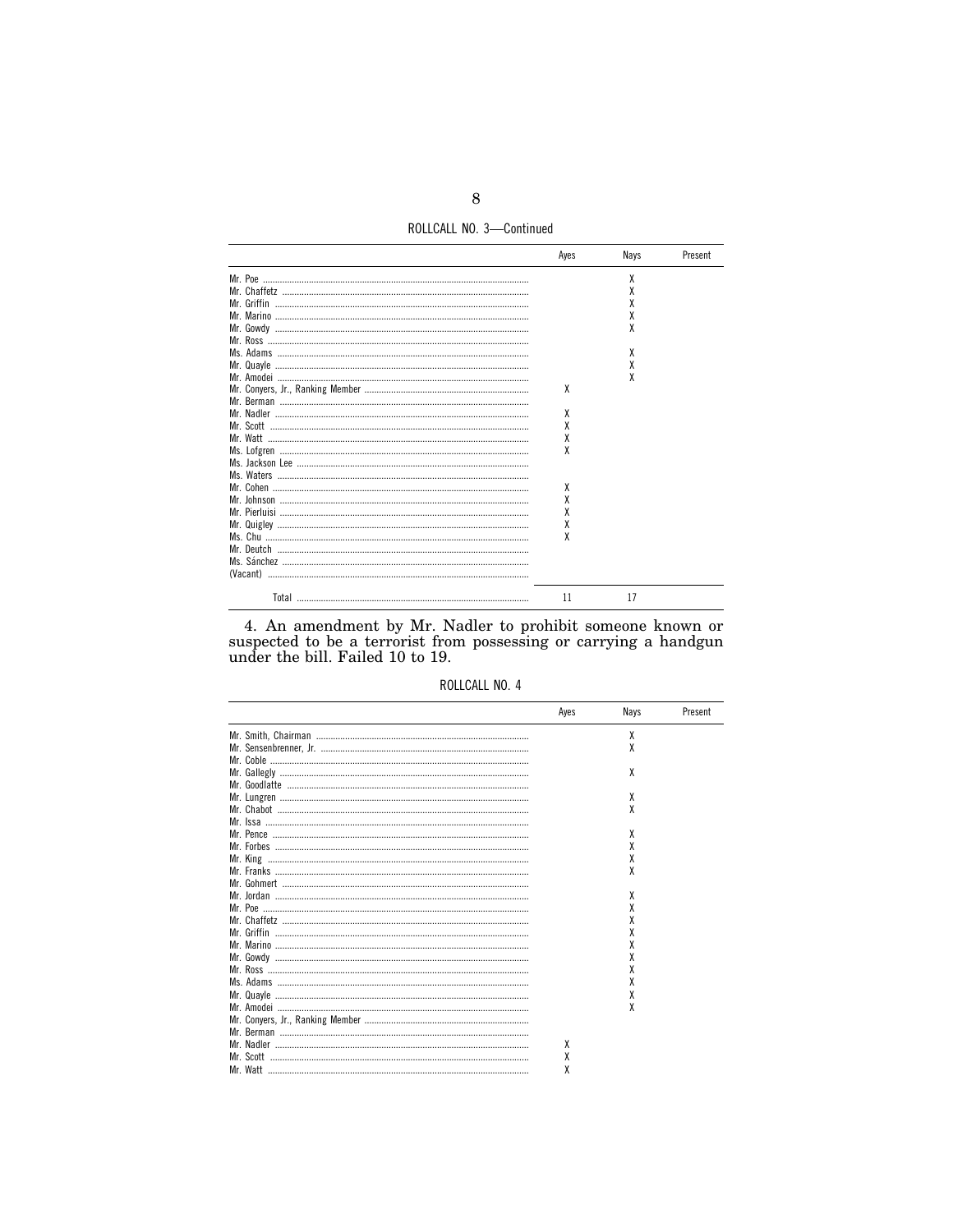ROLLCALL NO. 3—Continued

| | Ayes | Nays | Present |
|---|---|---|---|
| Mr. Poe | | X | |
| Mr. Chaffetz | | X | |
| Mr. Griffin | | X | |
| Mr. Marino | | X | |
| Mr. Gowdy | | X | |
| Mr. Ross | | | |
| Ms. Adams | | X | |
| Mr. Quayle | | X | |
| Mr. Amodei | | X | |
| Mr. Conyers, Jr., Ranking Member | X | | |
| Mr. Berman | | | |
| Mr. Nadler | X | | |
| Mr. Scott | X | | |
| Mr. Watt | X | | |
| Ms. Lofgren | X | | |
| Ms. Jackson Lee | | | |
| Ms. Waters | | | |
| Mr. Cohen | X | | |
| Mr. Johnson | X | | |
| Mr. Pierluisi | X | | |
| Mr. Quigley | X | | |
| Ms. Chu | X | | |
| Mr. Deutch | | | |
| Ms. Sánchez | | | |
| (Vacant) | | | |
| Total | 11 | 17 | |

4. An amendment by Mr. Nadler to prohibit someone known or suspected to be a terrorist from possessing or carrying a handgun under the bill. Failed 10 to 19.

ROLLCALL NO. 4

| | Ayes | Nays | Present |
|---|---|---|---|
| Mr. Smith, Chairman | | X | |
| Mr. Sensenbrenner, Jr. | | X | |
| Mr. Coble | | | |
| Mr. Gallegly | | X | |
| Mr. Goodlatte | | | |
| Mr. Lungren | | X | |
| Mr. Chabot | | X | |
| Mr. Issa | | | |
| Mr. Pence | | X | |
| Mr. Forbes | | X | |
| Mr. King | | X | |
| Mr. Franks | | X | |
| Mr. Gohmert | | | |
| Mr. Jordan | | X | |
| Mr. Poe | | X | |
| Mr. Chaffetz | | X | |
| Mr. Griffin | | X | |
| Mr. Marino | | X | |
| Mr. Gowdy | | X | |
| Mr. Ross | | X | |
| Ms. Adams | | X | |
| Mr. Quayle | | X | |
| Mr. Amodei | | X | |
| Mr. Conyers, Jr., Ranking Member | | | |
| Mr. Berman | | | |
| Mr. Nadler | X | | |
| Mr. Scott | X | | |
| Mr. Watt | X | | |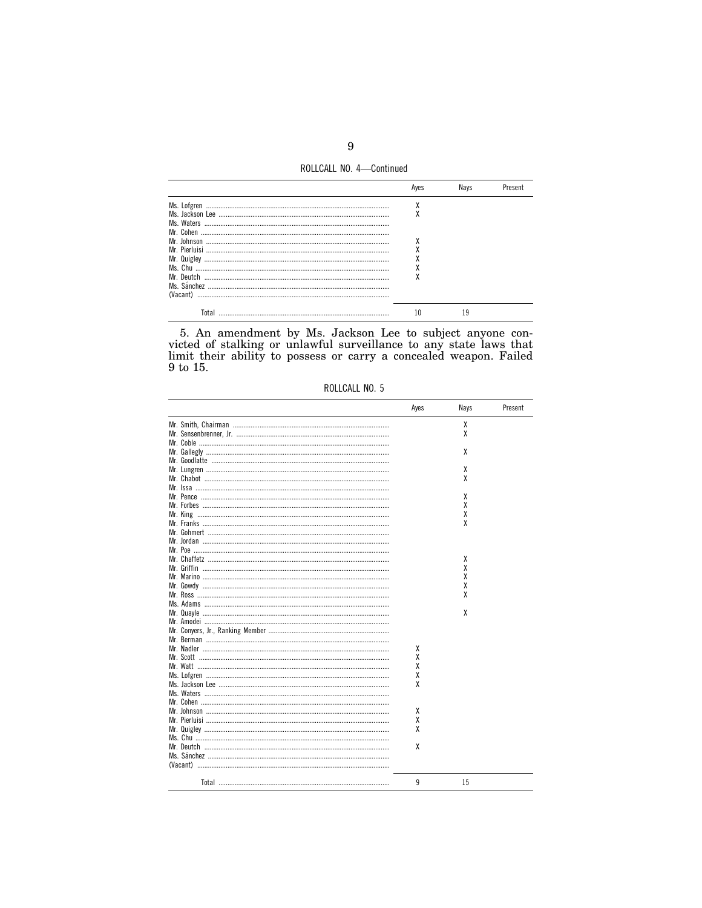ROLLCALL NO. 4—Continued

| | Ayes | Nays | Present |
|---|---|---|---|
| Ms. Lofgren | X | | |
| Ms. Jackson Lee | X | | |
| Ms. Waters | | | |
| Mr. Cohen | | | |
| Mr. Johnson | X | | |
| Mr. Pierluisi | X | | |
| Mr. Quigley | X | | |
| Ms. Chu | X | | |
| Mr. Deutch | X | | |
| Ms. Sánchez | | | |
| (Vacant) | | | |
| Total | 10 | 19 | |

5. An amendment by Ms. Jackson Lee to subject anyone convicted of stalking or unlawful surveillance to any state laws that limit their ability to possess or carry a concealed weapon. Failed 9 to 15.

ROLLCALL NO. 5

| | Ayes | Nays | Present |
|---|---|---|---|
| Mr. Smith, Chairman | | X | |
| Mr. Sensenbrenner, Jr. | | X | |
| Mr. Coble | | | |
| Mr. Gallegly | | X | |
| Mr. Goodlatte | | | |
| Mr. Lungren | | X | |
| Mr. Chabot | | X | |
| Mr. Issa | | | |
| Mr. Pence | | X | |
| Mr. Forbes | | X | |
| Mr. King | | X | |
| Mr. Franks | | X | |
| Mr. Gohmert | | | |
| Mr. Jordan | | | |
| Mr. Poe | | | |
| Mr. Chaffetz | | X | |
| Mr. Griffin | | X | |
| Mr. Marino | | X | |
| Mr. Gowdy | | X | |
| Mr. Ross | | X | |
| Ms. Adams | | | |
| Mr. Quayle | | X | |
| Mr. Amodei | | | |
| Mr. Conyers, Jr., Ranking Member | | | |
| Mr. Berman | | | |
| Mr. Nadler | X | | |
| Mr. Scott | X | | |
| Mr. Watt | X | | |
| Ms. Lofgren | X | | |
| Ms. Jackson Lee | X | | |
| Ms. Waters | | | |
| Mr. Cohen | | | |
| Mr. Johnson | X | | |
| Mr. Pierluisi | X | | |
| Mr. Quigley | X | | |
| Ms. Chu | | | |
| Mr. Deutch | X | | |
| Ms. Sánchez | | | |
| (Vacant) | | | |
| Total | 9 | 15 | |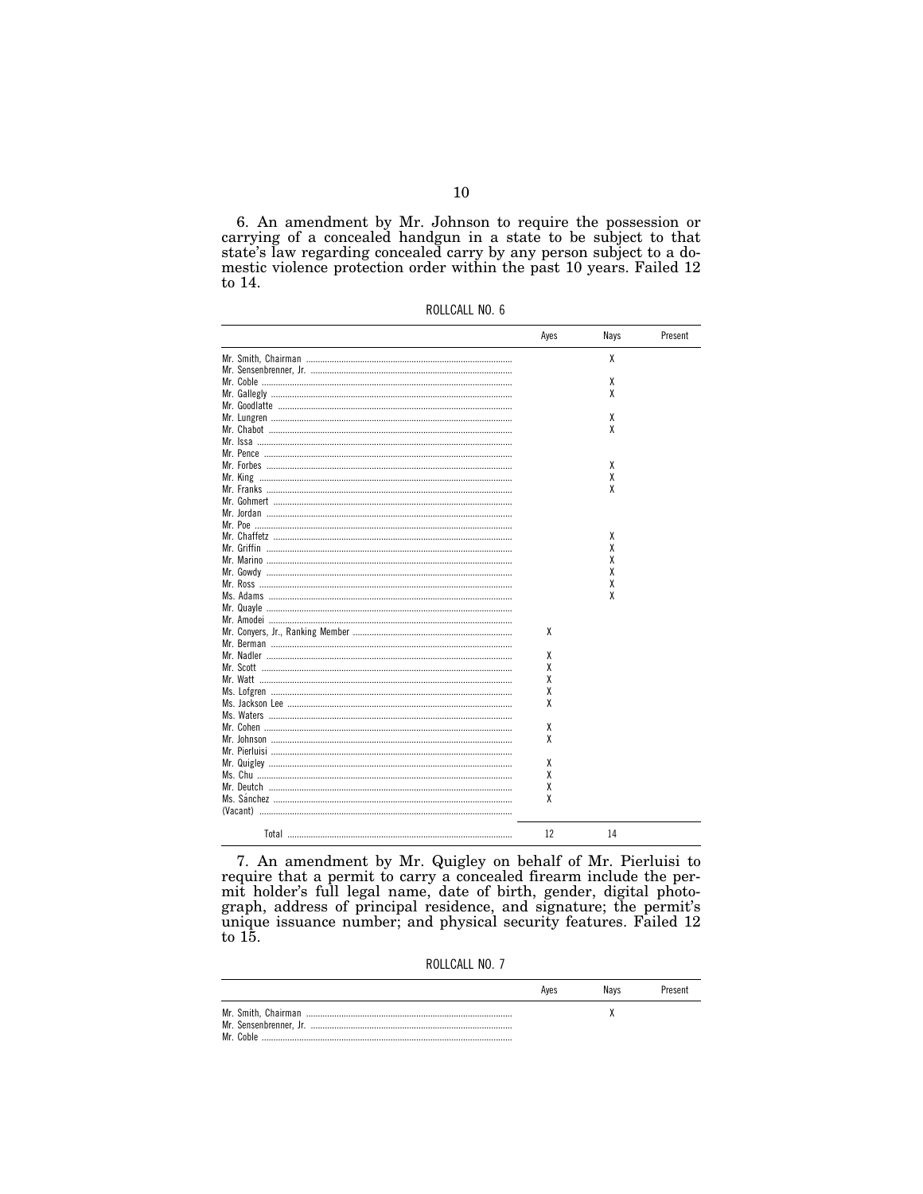6. An amendment by Mr. Johnson to require the possession or carrying of a concealed handgun in a state to be subject to that state's law regarding concealed carry by any person subject to a domestic violence protection order within the past 10 years. Failed 12 to 14.

ROLLCALL NO. 6

| | Ayes | Nays | Present |
|---|---|---|---|
| Mr. Smith, Chairman | | X | |
| Mr. Sensenbrenner, Jr. | | | |
| Mr. Coble | | X | |
| Mr. Gallegly | | X | |
| Mr. Goodlatte | | | |
| Mr. Lungren | | X | |
| Mr. Chabot | | X | |
| Mr. Issa | | | |
| Mr. Pence | | | |
| Mr. Forbes | | X | |
| Mr. King | | X | |
| Mr. Franks | | X | |
| Mr. Gohmert | | | |
| Mr. Jordan | | | |
| Mr. Poe | | | |
| Mr. Chaffetz | | X | |
| Mr. Griffin | | X | |
| Mr. Marino | | X | |
| Mr. Gowdy | | X | |
| Mr. Ross | | X | |
| Ms. Adams | | X | |
| Mr. Quayle | | | |
| Mr. Amodei | | | |
| Mr. Conyers, Jr., Ranking Member | X | | |
| Mr. Berman | | | |
| Mr. Nadler | X | | |
| Mr. Scott | X | | |
| Mr. Watt | X | | |
| Ms. Lofgren | X | | |
| Ms. Jackson Lee | X | | |
| Ms. Waters | | | |
| Mr. Cohen | X | | |
| Mr. Johnson | X | | |
| Mr. Pierluisi | | | |
| Mr. Quigley | X | | |
| Ms. Chu | X | | |
| Mr. Deutch | X | | |
| Ms. Sánchez | X | | |
| (Vacant) | | | |
| Total | 12 | 14 | |

7. An amendment by Mr. Quigley on behalf of Mr. Pierluisi to require that a permit to carry a concealed firearm include the permit holder's full legal name, date of birth, gender, digital photograph, address of principal residence, and signature; the permit's unique issuance number; and physical security features. Failed 12 to 15.

ROLLCALL NO. 7

| | Ayes | Nays | Present |
|---|---|---|---|
| Mr. Smith, Chairman | | X | |
| Mr. Sensenbrenner, Jr. | | | |
| Mr. Coble | | | |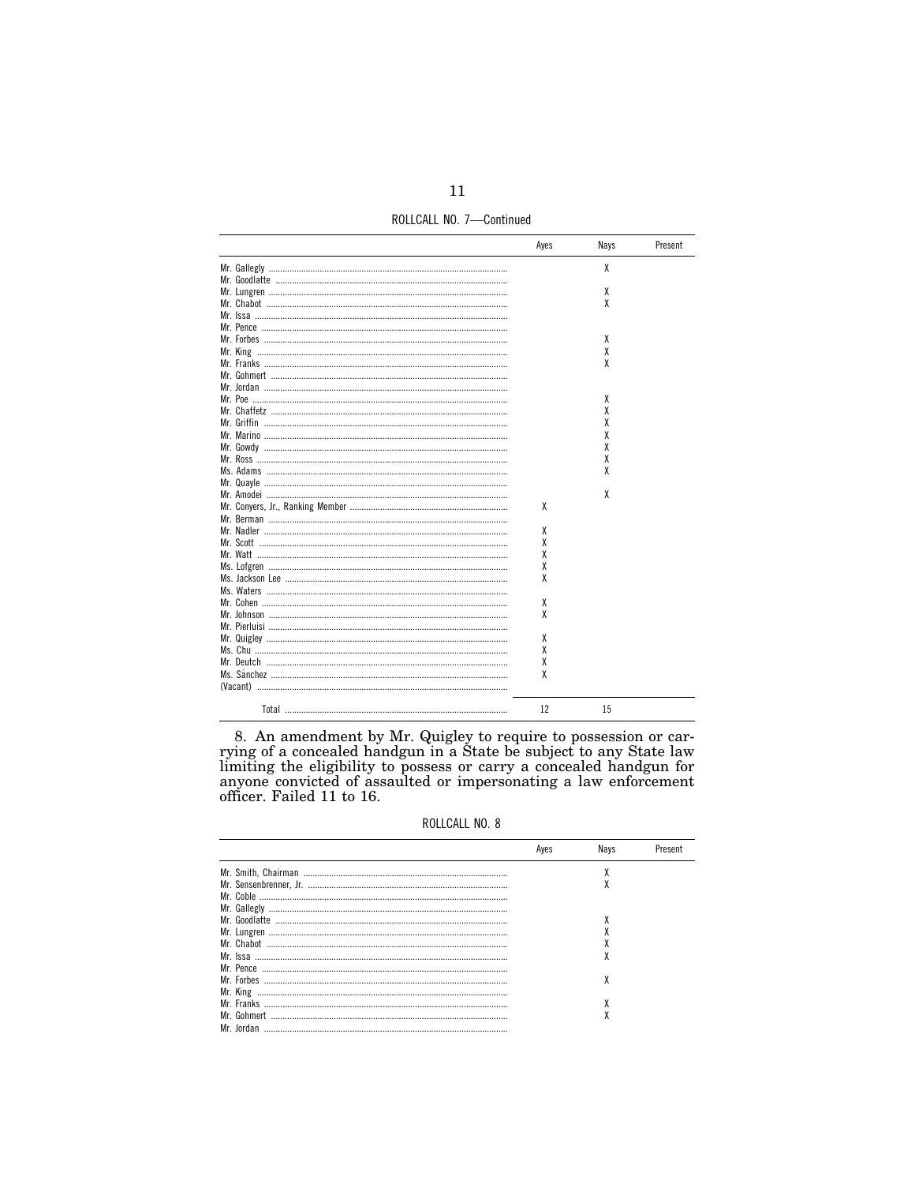ROLLCALL NO. 7—Continued

| | Ayes | Nays | Present |
|---|---|---|---|
| Mr. Gallegly | | X | |
| Mr. Goodlatte | | | |
| Mr. Lungren | | X | |
| Mr. Chabot | | X | |
| Mr. Issa | | | |
| Mr. Pence | | | |
| Mr. Forbes | | X | |
| Mr. King | | X | |
| Mr. Franks | | X | |
| Mr. Gohmert | | | |
| Mr. Jordan | | | |
| Mr. Poe | | X | |
| Mr. Chaffetz | | X | |
| Mr. Griffin | | X | |
| Mr. Marino | | X | |
| Mr. Gowdy | | X | |
| Mr. Ross | | X | |
| Ms. Adams | | X | |
| Mr. Quayle | | | |
| Mr. Amodei | | X | |
| Mr. Conyers, Jr., Ranking Member | X | | |
| Mr. Berman | | | |
| Mr. Nadler | X | | |
| Mr. Scott | X | | |
| Mr. Watt | X | | |
| Ms. Lofgren | X | | |
| Ms. Jackson Lee | X | | |
| Ms. Waters | | | |
| Mr. Cohen | X | | |
| Mr. Johnson | X | | |
| Mr. Pierluisi | | | |
| Mr. Quigley | X | | |
| Ms. Chu | X | | |
| Mr. Deutch | X | | |
| Ms. Sánchez | X | | |
| (Vacant) | | | |
| Total | 12 | 15 | |

8. An amendment by Mr. Quigley to require to possession or carrying of a concealed handgun in a State be subject to any State law limiting the eligibility to possess or carry a concealed handgun for anyone convicted of assaulted or impersonating a law enforcement officer. Failed 11 to 16.

ROLLCALL NO. 8

| | Ayes | Nays | Present |
|---|---|---|---|
| Mr. Smith, Chairman | | X | |
| Mr. Sensenbrenner, Jr. | | X | |
| Mr. Coble | | | |
| Mr. Gallegly | | | |
| Mr. Goodlatte | | X | |
| Mr. Lungren | | X | |
| Mr. Chabot | | X | |
| Mr. Issa | | X | |
| Mr. Pence | | | |
| Mr. Forbes | | X | |
| Mr. King | | | |
| Mr. Franks | | X | |
| Mr. Gohmert | | X | |
| Mr. Jordan | | | |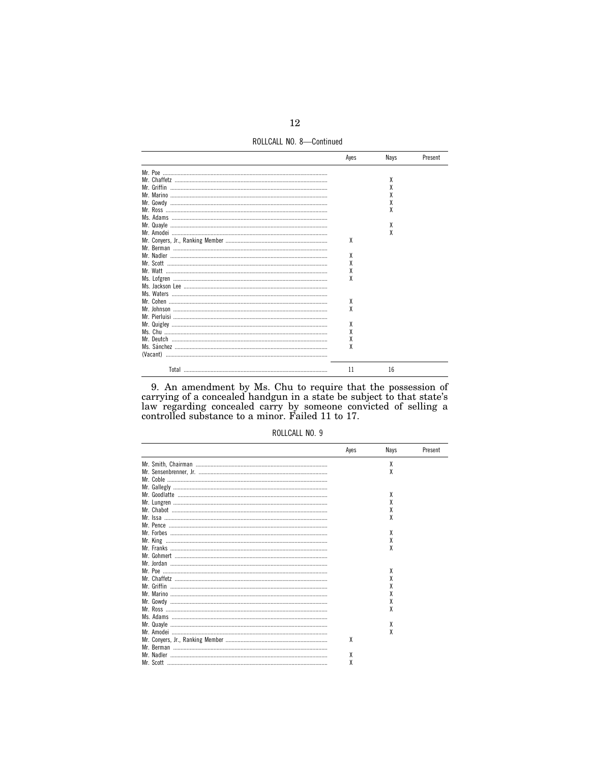ROLLCALL NO. 8—Continued

| | Ayes | Nays | Present |
|---|---|---|---|
| Mr. Poe | | | |
| Mr. Chaffetz | | X | |
| Mr. Griffin | | X | |
| Mr. Marino | | X | |
| Mr. Gowdy | | X | |
| Mr. Ross | | X | |
| Ms. Adams | | | |
| Mr. Quayle | | X | |
| Mr. Amodei | | X | |
| Mr. Conyers, Jr., Ranking Member | X | | |
| Mr. Berman | | | |
| Mr. Nadler | X | | |
| Mr. Scott | X | | |
| Mr. Watt | X | | |
| Ms. Lofgren | X | | |
| Ms. Jackson Lee | | | |
| Ms. Waters | | | |
| Mr. Cohen | X | | |
| Mr. Johnson | X | | |
| Mr. Pierluisi | | | |
| Mr. Quigley | X | | |
| Ms. Chu | X | | |
| Mr. Deutch | X | | |
| Ms. Sánchez | X | | |
| (Vacant) | | | |
| Total | 11 | 16 | |

9. An amendment by Ms. Chu to require that the possession of carrying of a concealed handgun in a state be subject to that state's law regarding concealed carry by someone convicted of selling a controlled substance to a minor. Failed 11 to 17.

ROLLCALL NO. 9

| | Ayes | Nays | Present |
|---|---|---|---|
| Mr. Smith, Chairman | | X | |
| Mr. Sensenbrenner, Jr. | | X | |
| Mr. Coble | | | |
| Mr. Gallegly | | | |
| Mr. Goodlatte | | X | |
| Mr. Lungren | | X | |
| Mr. Chabot | | X | |
| Mr. Issa | | X | |
| Mr. Pence | | | |
| Mr. Forbes | | X | |
| Mr. King | | X | |
| Mr. Franks | | X | |
| Mr. Gohmert | | | |
| Mr. Jordan | | | |
| Mr. Poe | | X | |
| Mr. Chaffetz | | X | |
| Mr. Griffin | | X | |
| Mr. Marino | | X | |
| Mr. Gowdy | | X | |
| Mr. Ross | | X | |
| Ms. Adams | | | |
| Mr. Quayle | | X | |
| Mr. Amodei | | X | |
| Mr. Conyers, Jr., Ranking Member | X | | |
| Mr. Berman | | | |
| Mr. Nadler | X | | |
| Mr. Scott | X | | |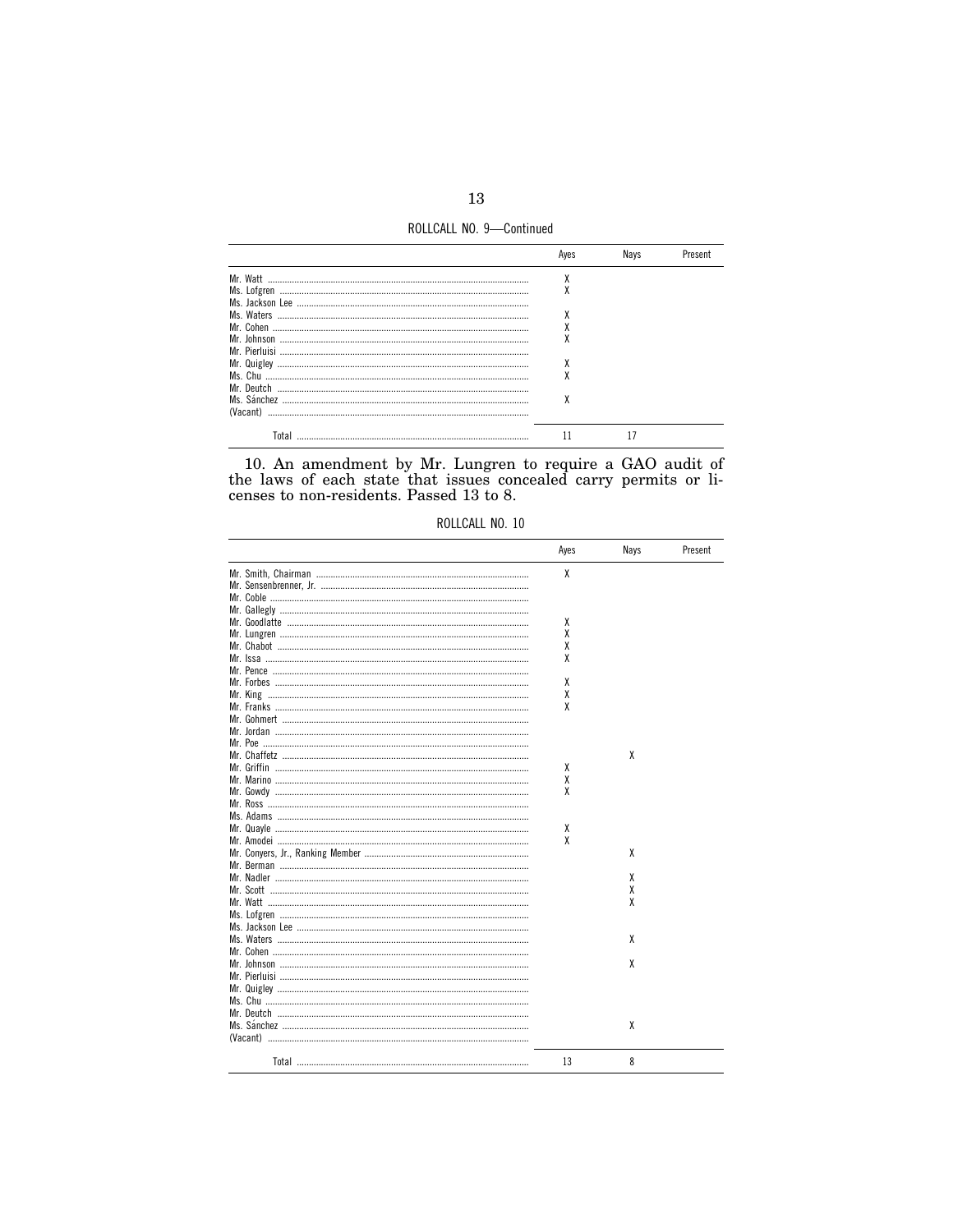ROLLCALL NO. 9—Continued

| | Ayes | Nays | Present |
|---|---|---|---|
| Mr. Watt | X | | |
| Ms. Lofgren | X | | |
| Ms. Jackson Lee | | | |
| Ms. Waters | X | | |
| Mr. Cohen | X | | |
| Mr. Johnson | X | | |
| Mr. Pierluisi | | | |
| Mr. Quigley | X | | |
| Ms. Chu | X | | |
| Mr. Deutch | | | |
| Ms. Sánchez | X | | |
| (Vacant) | | | |
| Total | 11 | 17 | |

10. An amendment by Mr. Lungren to require a GAO audit of the laws of each state that issues concealed carry permits or licenses to non-residents. Passed 13 to 8.

ROLLCALL NO. 10

| | Ayes | Nays | Present |
|---|---|---|---|
| Mr. Smith, Chairman | X | | |
| Mr. Sensenbrenner, Jr. | | | |
| Mr. Coble | | | |
| Mr. Gallegly | | | |
| Mr. Goodlatte | X | | |
| Mr. Lungren | X | | |
| Mr. Chabot | X | | |
| Mr. Issa | X | | |
| Mr. Pence | | | |
| Mr. Forbes | X | | |
| Mr. King | X | | |
| Mr. Franks | X | | |
| Mr. Gohmert | | | |
| Mr. Jordan | | | |
| Mr. Poe | | | |
| Mr. Chaffetz | | X | |
| Mr. Griffin | X | | |
| Mr. Marino | X | | |
| Mr. Gowdy | X | | |
| Mr. Ross | | | |
| Ms. Adams | | | |
| Mr. Quayle | X | | |
| Mr. Amodei | X | | |
| Mr. Conyers, Jr., Ranking Member | | X | |
| Mr. Berman | | | |
| Mr. Nadler | | X | |
| Mr. Scott | | X | |
| Mr. Watt | | X | |
| Ms. Lofgren | | | |
| Ms. Jackson Lee | | | |
| Ms. Waters | | X | |
| Mr. Cohen | | | |
| Mr. Johnson | | X | |
| Mr. Pierluisi | | | |
| Mr. Quigley | | | |
| Ms. Chu | | | |
| Mr. Deutch | | | |
| Ms. Sánchez | | X | |
| (Vacant) | | | |
| Total | 13 | 8 | |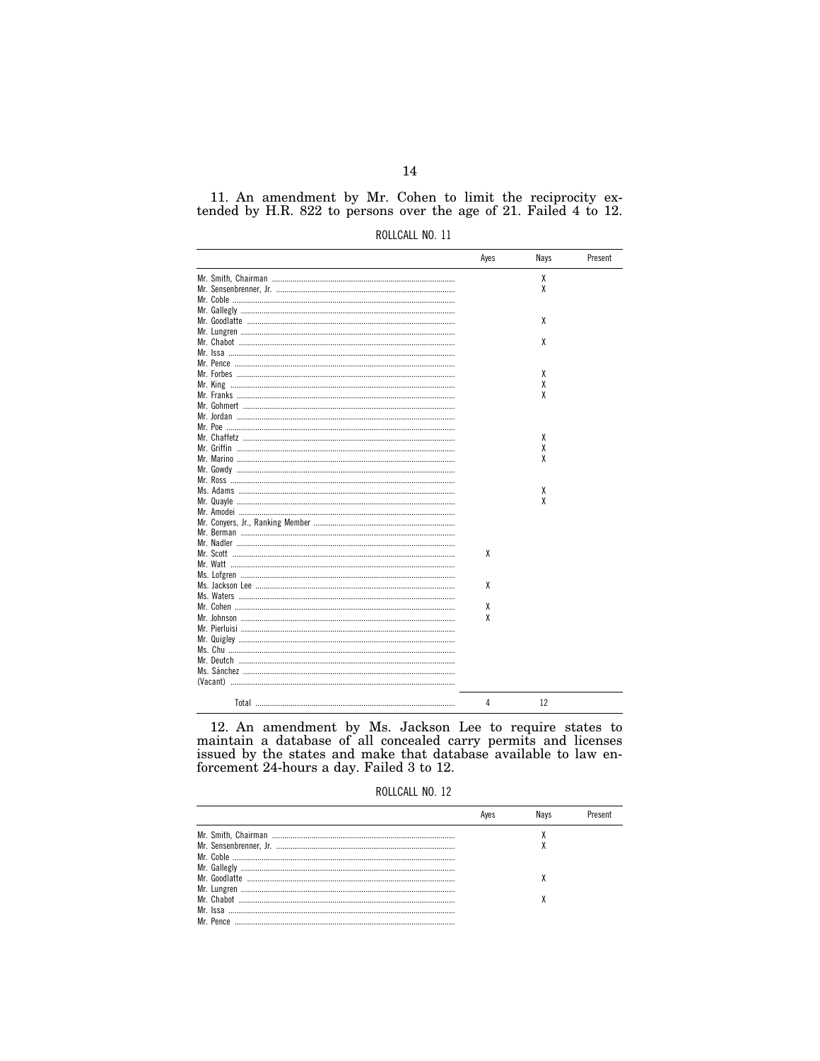11. An amendment by Mr. Cohen to limit the reciprocity extended by H.R. 822 to persons over the age of 21. Failed 4 to 12.

ROLLCALL NO. 11

| | Ayes | Nays | Present |
|---|---|---|---|
| Mr. Smith, Chairman | | X | |
| Mr. Sensenbrenner, Jr. | | X | |
| Mr. Coble | | | |
| Mr. Gallegly | | | |
| Mr. Goodlatte | | X | |
| Mr. Lungren | | | |
| Mr. Chabot | | X | |
| Mr. Issa | | | |
| Mr. Pence | | | |
| Mr. Forbes | | X | |
| Mr. King | | X | |
| Mr. Franks | | X | |
| Mr. Gohmert | | | |
| Mr. Jordan | | | |
| Mr. Poe | | | |
| Mr. Chaffetz | | X | |
| Mr. Griffin | | X | |
| Mr. Marino | | X | |
| Mr. Gowdy | | | |
| Mr. Ross | | | |
| Ms. Adams | | X | |
| Mr. Quayle | | X | |
| Mr. Amodei | | | |
| Mr. Conyers, Jr., Ranking Member | | | |
| Mr. Berman | | | |
| Mr. Nadler | | | |
| Mr. Scott | X | | |
| Mr. Watt | | | |
| Ms. Lofgren | | | |
| Ms. Jackson Lee | X | | |
| Ms. Waters | | | |
| Mr. Cohen | X | | |
| Mr. Johnson | X | | |
| Mr. Pierluisi | | | |
| Mr. Quigley | | | |
| Ms. Chu | | | |
| Mr. Deutch | | | |
| Ms. Sánchez | | | |
| (Vacant) | | | |
| Total | 4 | 12 | |

12. An amendment by Ms. Jackson Lee to require states to maintain a database of all concealed carry permits and licenses issued by the states and make that database available to law enforcement 24-hours a day. Failed 3 to 12.

ROLLCALL NO. 12

| | Ayes | Nays | Present |
|---|---|---|---|
| Mr. Smith, Chairman | | X | |
| Mr. Sensenbrenner, Jr. | | X | |
| Mr. Coble | | | |
| Mr. Gallegly | | | |
| Mr. Goodlatte | | X | |
| Mr. Lungren | | | |
| Mr. Chabot | | X | |
| Mr. Issa | | | |
| Mr. Pence | | | |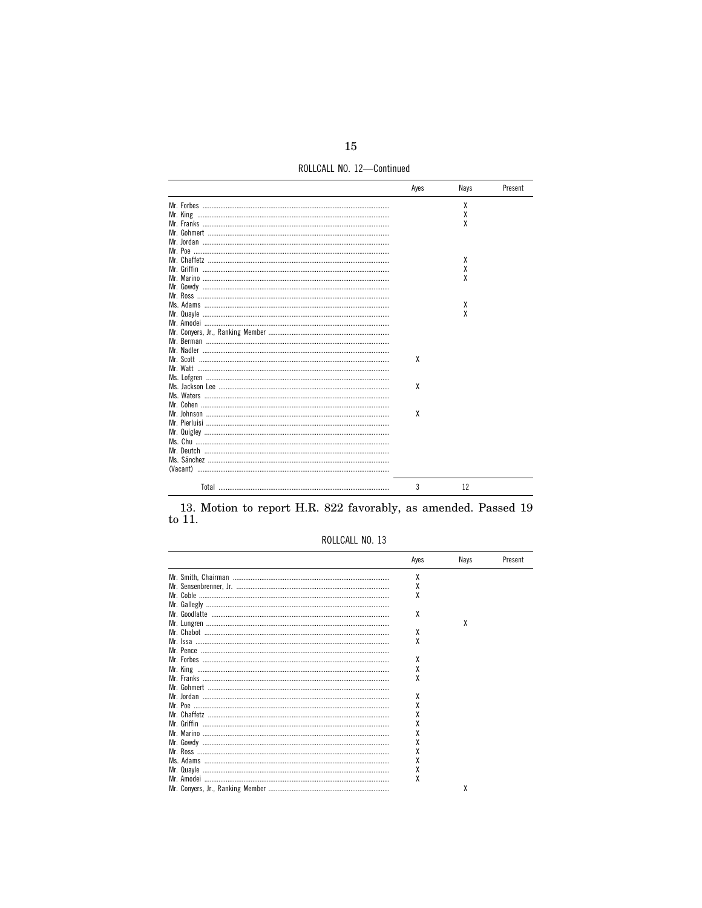ROLLCALL NO. 12—Continued

| | Ayes | Nays | Present |
|---|---|---|---|
| Mr. Forbes | | X | |
| Mr. King | | X | |
| Mr. Franks | | X | |
| Mr. Gohmert | | | |
| Mr. Jordan | | | |
| Mr. Poe | | | |
| Mr. Chaffetz | | X | |
| Mr. Griffin | | X | |
| Mr. Marino | | X | |
| Mr. Gowdy | | | |
| Mr. Ross | | | |
| Ms. Adams | | X | |
| Mr. Quayle | | X | |
| Mr. Amodei | | | |
| Mr. Conyers, Jr., Ranking Member | | | |
| Mr. Berman | | | |
| Mr. Nadler | | | |
| Mr. Scott | X | | |
| Mr. Watt | | | |
| Ms. Lofgren | | | |
| Ms. Jackson Lee | X | | |
| Ms. Waters | | | |
| Mr. Cohen | | | |
| Mr. Johnson | X | | |
| Mr. Pierluisi | | | |
| Mr. Quigley | | | |
| Ms. Chu | | | |
| Mr. Deutch | | | |
| Ms. Sánchez | | | |
| (Vacant) | | | |
| Total | 3 | 12 | |

13. Motion to report H.R. 822 favorably, as amended. Passed 19 to 11.

ROLLCALL NO. 13

| | Ayes | Nays | Present |
|---|---|---|---|
| Mr. Smith, Chairman | X | | |
| Mr. Sensenbrenner, Jr. | X | | |
| Mr. Coble | X | | |
| Mr. Gallegly | | | |
| Mr. Goodlatte | X | | |
| Mr. Lungren | | X | |
| Mr. Chabot | X | | |
| Mr. Issa | X | | |
| Mr. Pence | | | |
| Mr. Forbes | X | | |
| Mr. King | X | | |
| Mr. Franks | X | | |
| Mr. Gohmert | | | |
| Mr. Jordan | X | | |
| Mr. Poe | X | | |
| Mr. Chaffetz | X | | |
| Mr. Griffin | X | | |
| Mr. Marino | X | | |
| Mr. Gowdy | X | | |
| Mr. Ross | X | | |
| Ms. Adams | X | | |
| Mr. Quayle | X | | |
| Mr. Amodei | X | | |
| Mr. Conyers, Jr., Ranking Member | | X | |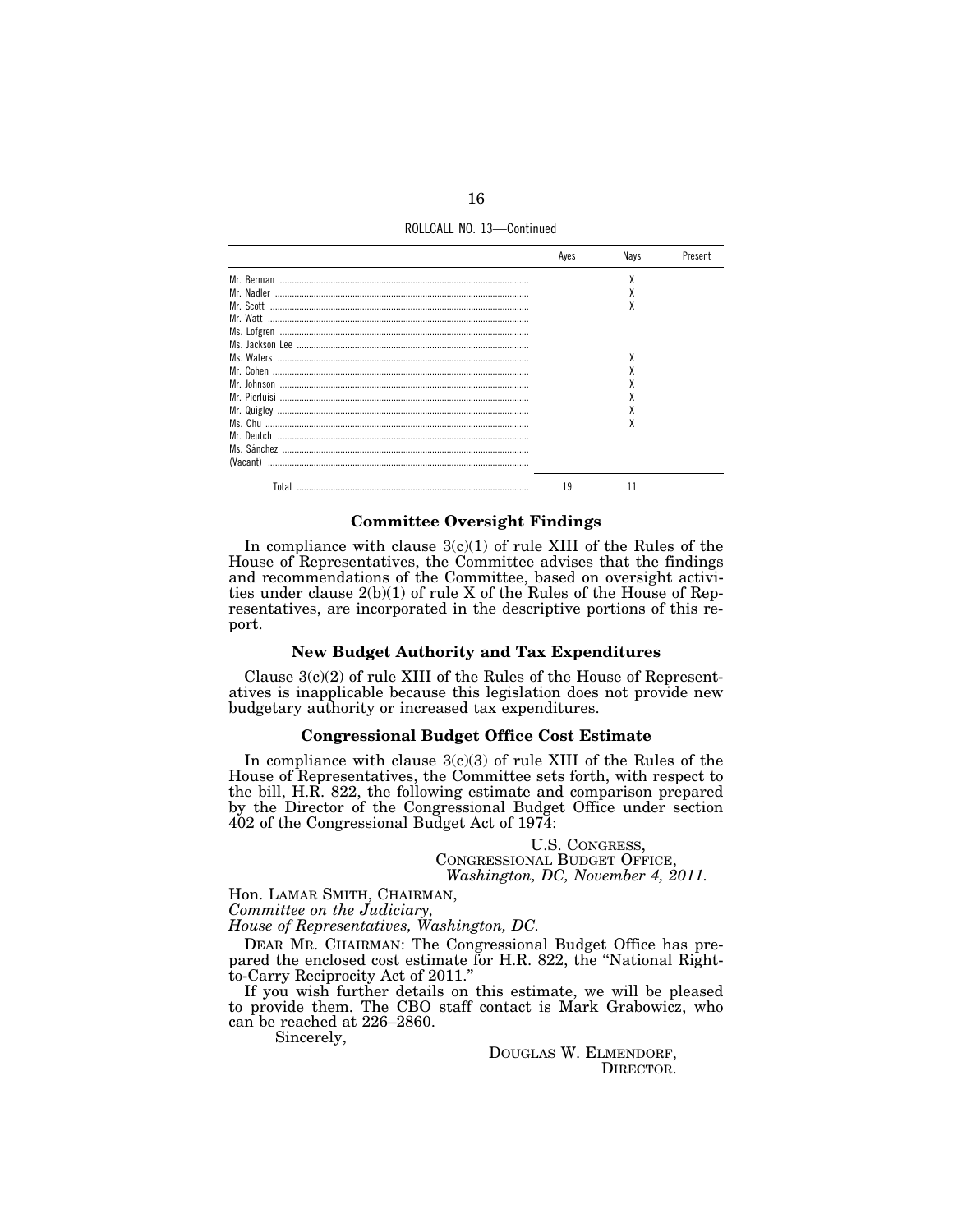ROLLCALL NO. 13—Continued

| | Ayes | Nays | Present |
|---|---|---|---|
| Mr. Berman | | X | |
| Mr. Nadler | | X | |
| Mr. Scott | | X | |
| Mr. Watt | | | |
| Ms. Lofgren | | | |
| Ms. Jackson Lee | | | |
| Ms. Waters | | X | |
| Mr. Cohen | | X | |
| Mr. Johnson | | X | |
| Mr. Pierluisi | | X | |
| Mr. Quigley | | X | |
| Ms. Chu | | X | |
| Mr. Deutch | | | |
| Ms. Sánchez | | | |
| (Vacant) | | | |
| Total | 19 | 11 | |

## Committee Oversight Findings

In compliance with clause 3(c)(1) of rule XIII of the Rules of the House of Representatives, the Committee advises that the findings and recommendations of the Committee, based on oversight activities under clause 2(b)(1) of rule X of the Rules of the House of Representatives, are incorporated in the descriptive portions of this report.

## New Budget Authority and Tax Expenditures

Clause 3(c)(2) of rule XIII of the Rules of the House of Representatives is inapplicable because this legislation does not provide new budgetary authority or increased tax expenditures.

## Congressional Budget Office Cost Estimate

In compliance with clause 3(c)(3) of rule XIII of the Rules of the House of Representatives, the Committee sets forth, with respect to the bill, H.R. 822, the following estimate and comparison prepared by the Director of the Congressional Budget Office under section 402 of the Congressional Budget Act of 1974:

U.S. CONGRESS,
CONGRESSIONAL BUDGET OFFICE,
*Washington, DC, November 4, 2011.*

Hon. LAMAR SMITH, CHAIRMAN,
*Committee on the Judiciary,*
*House of Representatives, Washington, DC.*

DEAR MR. CHAIRMAN: The Congressional Budget Office has prepared the enclosed cost estimate for H.R. 822, the "National Right-to-Carry Reciprocity Act of 2011."

If you wish further details on this estimate, we will be pleased to provide them. The CBO staff contact is Mark Grabowicz, who can be reached at 226–2860.

Sincerely,

DOUGLAS W. ELMENDORF,
DIRECTOR.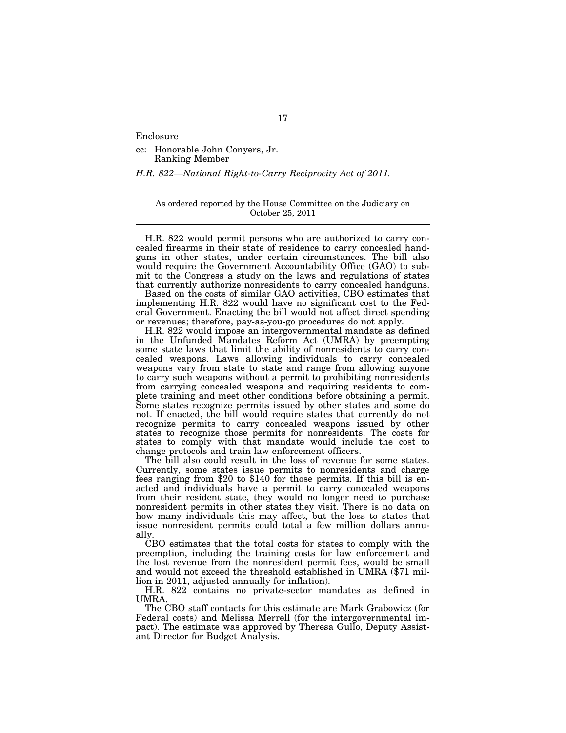Enclosure

cc: Honorable John Conyers, Jr.
    Ranking Member

*H.R. 822—National Right-to-Carry Reciprocity Act of 2011.*

---

As ordered reported by the House Committee on the Judiciary on October 25, 2011

---

H.R. 822 would permit persons who are authorized to carry concealed firearms in their state of residence to carry concealed handguns in other states, under certain circumstances. The bill also would require the Government Accountability Office (GAO) to submit to the Congress a study on the laws and regulations of states that currently authorize nonresidents to carry concealed handguns.

Based on the costs of similar GAO activities, CBO estimates that implementing H.R. 822 would have no significant cost to the Federal Government. Enacting the bill would not affect direct spending or revenues; therefore, pay-as-you-go procedures do not apply.

H.R. 822 would impose an intergovernmental mandate as defined in the Unfunded Mandates Reform Act (UMRA) by preempting some state laws that limit the ability of nonresidents to carry concealed weapons. Laws allowing individuals to carry concealed weapons vary from state to state and range from allowing anyone to carry such weapons without a permit to prohibiting nonresidents from carrying concealed weapons and requiring residents to complete training and meet other conditions before obtaining a permit. Some states recognize permits issued by other states and some do not. If enacted, the bill would require states that currently do not recognize permits to carry concealed weapons issued by other states to recognize those permits for nonresidents. The costs for states to comply with that mandate would include the cost to change protocols and train law enforcement officers.

The bill also could result in the loss of revenue for some states. Currently, some states issue permits to nonresidents and charge fees ranging from $20 to $140 for those permits. If this bill is enacted and individuals have a permit to carry concealed weapons from their resident state, they would no longer need to purchase nonresident permits in other states they visit. There is no data on how many individuals this may affect, but the loss to states that issue nonresident permits could total a few million dollars annually.

CBO estimates that the total costs for states to comply with the preemption, including the training costs for law enforcement and the lost revenue from the nonresident permit fees, would be small and would not exceed the threshold established in UMRA ($71 million in 2011, adjusted annually for inflation).

H.R. 822 contains no private-sector mandates as defined in UMRA.

The CBO staff contacts for this estimate are Mark Grabowicz (for Federal costs) and Melissa Merrell (for the intergovernmental impact). The estimate was approved by Theresa Gullo, Deputy Assistant Director for Budget Analysis.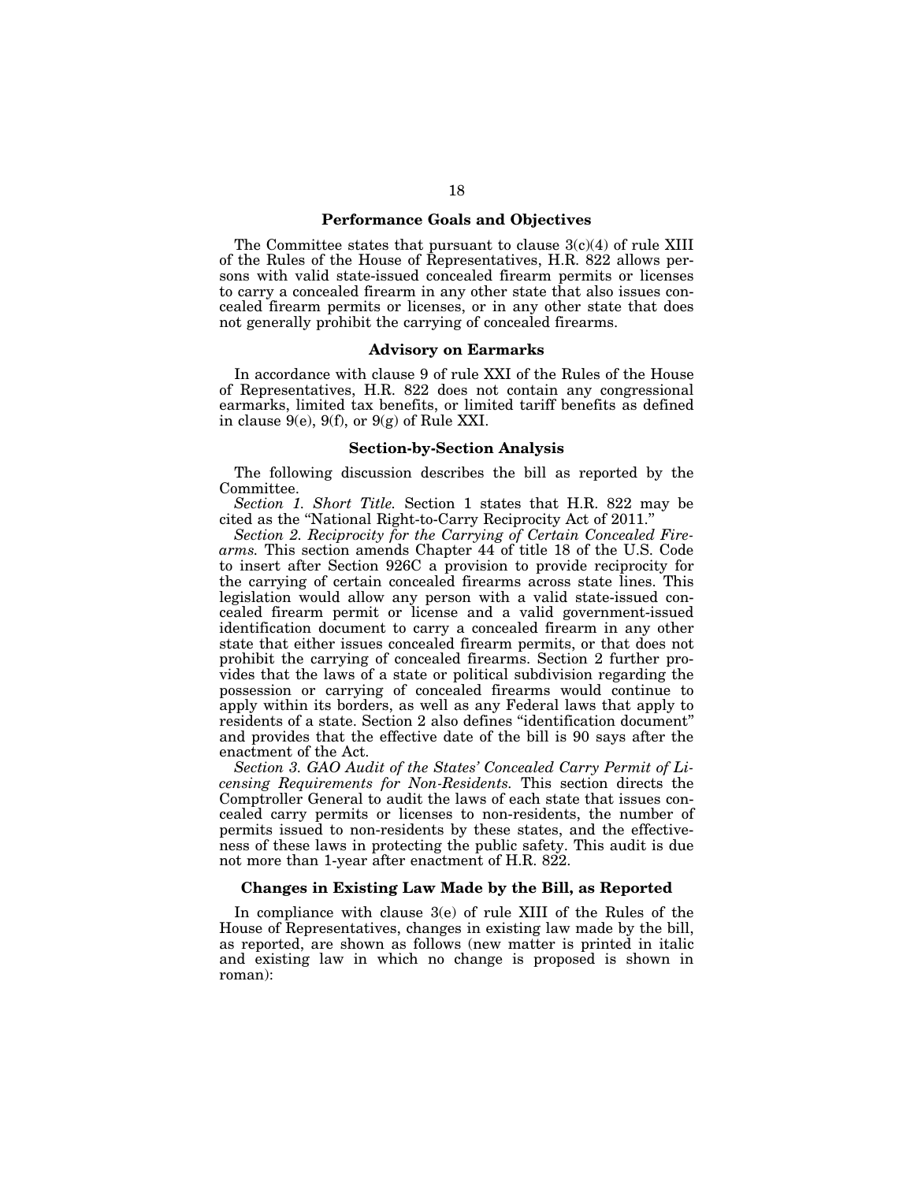### Performance Goals and Objectives

The Committee states that pursuant to clause 3(c)(4) of rule XIII of the Rules of the House of Representatives, H.R. 822 allows persons with valid state-issued concealed firearm permits or licenses to carry a concealed firearm in any other state that also issues concealed firearm permits or licenses, or in any other state that does not generally prohibit the carrying of concealed firearms.

### Advisory on Earmarks

In accordance with clause 9 of rule XXI of the Rules of the House of Representatives, H.R. 822 does not contain any congressional earmarks, limited tax benefits, or limited tariff benefits as defined in clause 9(e), 9(f), or 9(g) of Rule XXI.

### Section-by-Section Analysis

The following discussion describes the bill as reported by the Committee.

*Section 1. Short Title.* Section 1 states that H.R. 822 may be cited as the "National Right-to-Carry Reciprocity Act of 2011."

*Section 2. Reciprocity for the Carrying of Certain Concealed Firearms.* This section amends Chapter 44 of title 18 of the U.S. Code to insert after Section 926C a provision to provide reciprocity for the carrying of certain concealed firearms across state lines. This legislation would allow any person with a valid state-issued concealed firearm permit or license and a valid government-issued identification document to carry a concealed firearm in any other state that either issues concealed firearm permits, or that does not prohibit the carrying of concealed firearms. Section 2 further provides that the laws of a state or political subdivision regarding the possession or carrying of concealed firearms would continue to apply within its borders, as well as any Federal laws that apply to residents of a state. Section 2 also defines "identification document" and provides that the effective date of the bill is 90 says after the enactment of the Act.

*Section 3. GAO Audit of the States' Concealed Carry Permit of Licensing Requirements for Non-Residents.* This section directs the Comptroller General to audit the laws of each state that issues concealed carry permits or licenses to non-residents, the number of permits issued to non-residents by these states, and the effectiveness of these laws in protecting the public safety. This audit is due not more than 1-year after enactment of H.R. 822.

### Changes in Existing Law Made by the Bill, as Reported

In compliance with clause 3(e) of rule XIII of the Rules of the House of Representatives, changes in existing law made by the bill, as reported, are shown as follows (new matter is printed in italic and existing law in which no change is proposed is shown in roman):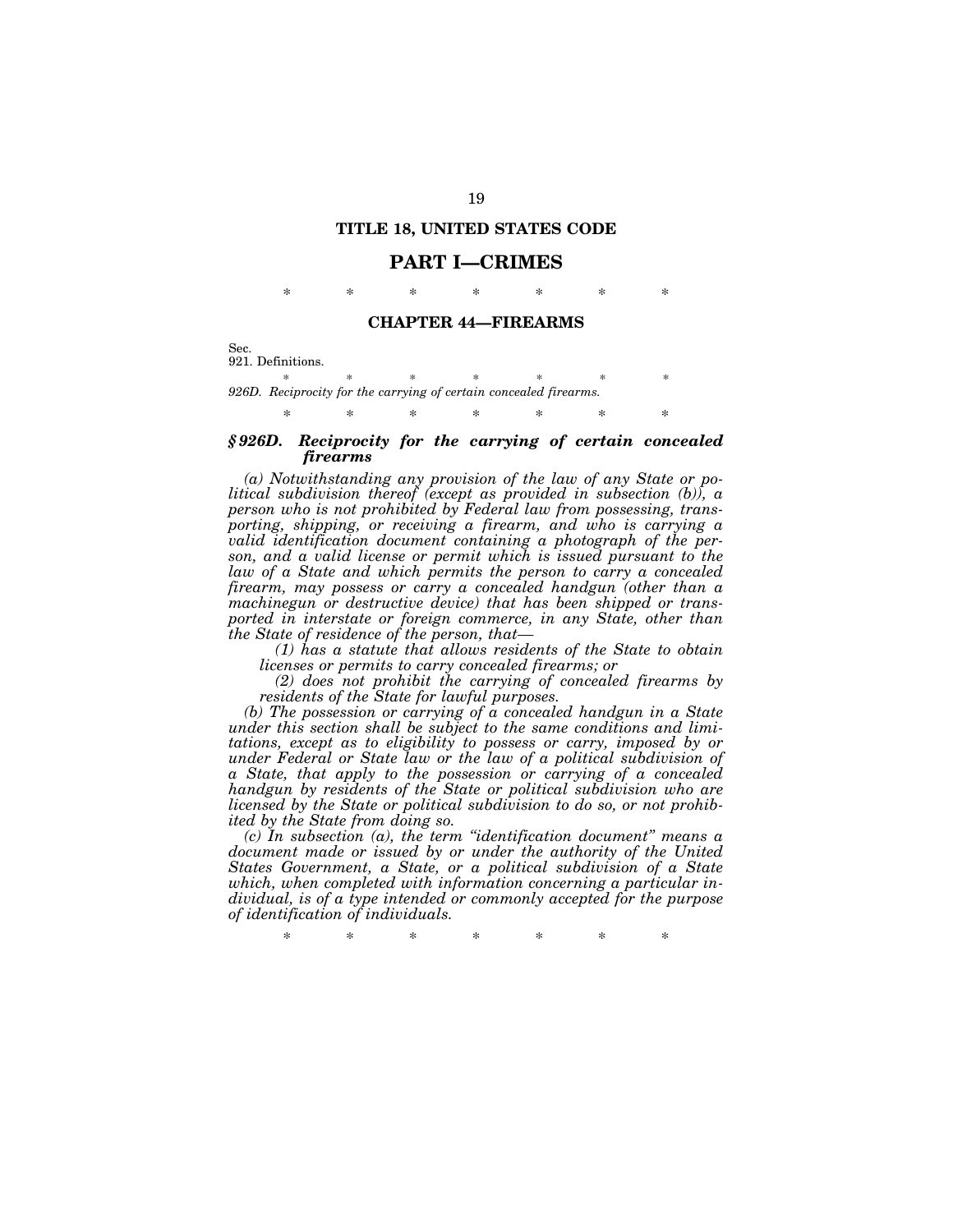# TITLE 18, UNITED STATES CODE

## PART I—CRIMES

\* \* \* \* \* \* \*

### CHAPTER 44—FIREARMS

Sec.
921. Definitions.

\* \* \* \* \* \* \*

*926D. Reciprocity for the carrying of certain concealed firearms.*

\* \* \* \* \* \* \*

### *§ 926D. Reciprocity for the carrying of certain concealed firearms*

*(a) Notwithstanding any provision of the law of any State or political subdivision thereof (except as provided in subsection (b)), a person who is not prohibited by Federal law from possessing, transporting, shipping, or receiving a firearm, and who is carrying a valid identification document containing a photograph of the person, and a valid license or permit which is issued pursuant to the law of a State and which permits the person to carry a concealed firearm, may possess or carry a concealed handgun (other than a machinegun or destructive device) that has been shipped or transported in interstate or foreign commerce, in any State, other than the State of residence of the person, that—*

*(1) has a statute that allows residents of the State to obtain licenses or permits to carry concealed firearms; or*

*(2) does not prohibit the carrying of concealed firearms by residents of the State for lawful purposes.*

*(b) The possession or carrying of a concealed handgun in a State under this section shall be subject to the same conditions and limitations, except as to eligibility to possess or carry, imposed by or under Federal or State law or the law of a political subdivision of a State, that apply to the possession or carrying of a concealed handgun by residents of the State or political subdivision who are licensed by the State or political subdivision to do so, or not prohibited by the State from doing so.*

*(c) In subsection (a), the term "identification document" means a document made or issued by or under the authority of the United States Government, a State, or a political subdivision of a State which, when completed with information concerning a particular individual, is of a type intended or commonly accepted for the purpose of identification of individuals.*

\* \* \* \* \* \* \*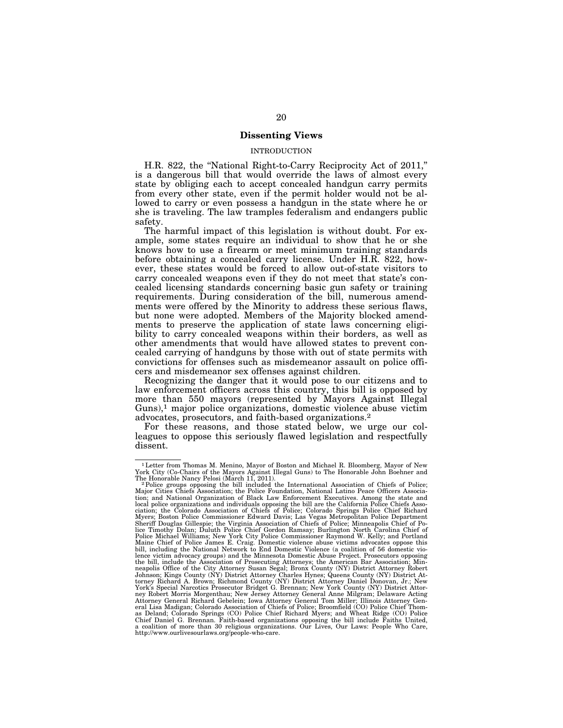## Dissenting Views

### INTRODUCTION

H.R. 822, the "National Right-to-Carry Reciprocity Act of 2011," is a dangerous bill that would override the laws of almost every state by obliging each to accept concealed handgun carry permits from every other state, even if the permit holder would not be allowed to carry or even possess a handgun in the state where he or she is traveling. The law tramples federalism and endangers public safety.

The harmful impact of this legislation is without doubt. For example, some states require an individual to show that he or she knows how to use a firearm or meet minimum training standards before obtaining a concealed carry license. Under H.R. 822, however, these states would be forced to allow out-of-state visitors to carry concealed weapons even if they do not meet that state's concealed licensing standards concerning basic gun safety or training requirements. During consideration of the bill, numerous amendments were offered by the Minority to address these serious flaws, but none were adopted. Members of the Majority blocked amendments to preserve the application of state laws concerning eligibility to carry concealed weapons within their borders, as well as other amendments that would have allowed states to prevent concealed carrying of handguns by those with out of state permits with convictions for offenses such as misdemeanor assault on police officers and misdemeanor sex offenses against children.

Recognizing the danger that it would pose to our citizens and to law enforcement officers across this country, this bill is opposed by more than 550 mayors (represented by Mayors Against Illegal Guns),[1] major police organizations, domestic violence abuse victim advocates, prosecutors, and faith-based organizations.[2]

For these reasons, and those stated below, we urge our colleagues to oppose this seriously flawed legislation and respectfully dissent.

---

[1] Letter from Thomas M. Menino, Mayor of Boston and Michael R. Bloomberg, Mayor of New York City (Co-Chairs of the Mayors Against Illegal Guns) to The Honorable John Boehner and The Honorable Nancy Pelosi (March 11, 2011).

[2] Police groups opposing the bill included the International Association of Chiefs of Police; Major Cities Chiefs Association; the Police Foundation, National Latino Peace Officers Association; and National Organization of Black Law Enforcement Executives. Among the state and local police organizations and individuals opposing the bill are the California Police Chiefs Association; the Colorado Association of Chiefs of Police; Colorado Springs Police Chief Richard Myers; Boston Police Commissioner Edward Davis; Las Vegas Metropolitan Police Department Sheriff Douglas Gillespie; the Virginia Association of Chiefs of Police; Minneapolis Chief of Police Timothy Dolan; Duluth Police Chief Gordon Ramsay; Burlington North Carolina Chief of Police Michael Williams; New York City Police Commissioner Raymond W. Kelly; and Portland Maine Chief of Police James E. Craig. Domestic violence abuse victims advocates oppose this bill, including the National Network to End Domestic Violence (a coalition of 56 domestic violence victim advocacy groups) and the Minnesota Domestic Abuse Project. Prosecutors opposing the bill, include the Association of Prosecuting Attorneys; the American Bar Association; Minneapolis Office of the City Attorney Susan Segal; Bronx County (NY) District Attorney Robert Johnson; Kings County (NY) District Attorney Charles Hynes; Queens County (NY) District Attorney Richard A. Brown; Richmond County (NY) District Attorney Daniel Donovan, Jr.; New York's Special Narcotics Prosecutor Bridget G. Brennan; New York County (NY) District Attorney Robert Morris Morgenthau; New Jersey Attorney General Anne Milgram; Delaware Acting Attorney General Richard Gebelein; Iowa Attorney General Tom Miller; Illinois Attorney General Lisa Madigan; Colorado Association of Chiefs of Police; Broomfield (CO) Police Chief Thomas Deland; Colorado Springs (CO) Police Chief Richard Myers; and Wheat Ridge (CO) Police Chief Daniel G. Brennan. Faith-based organizations opposing the bill include Faiths United, a coalition of more than 30 religious organizations. Our Lives, Our Laws: People Who Care, http://www.ourlivesourlaws.org/people-who-care.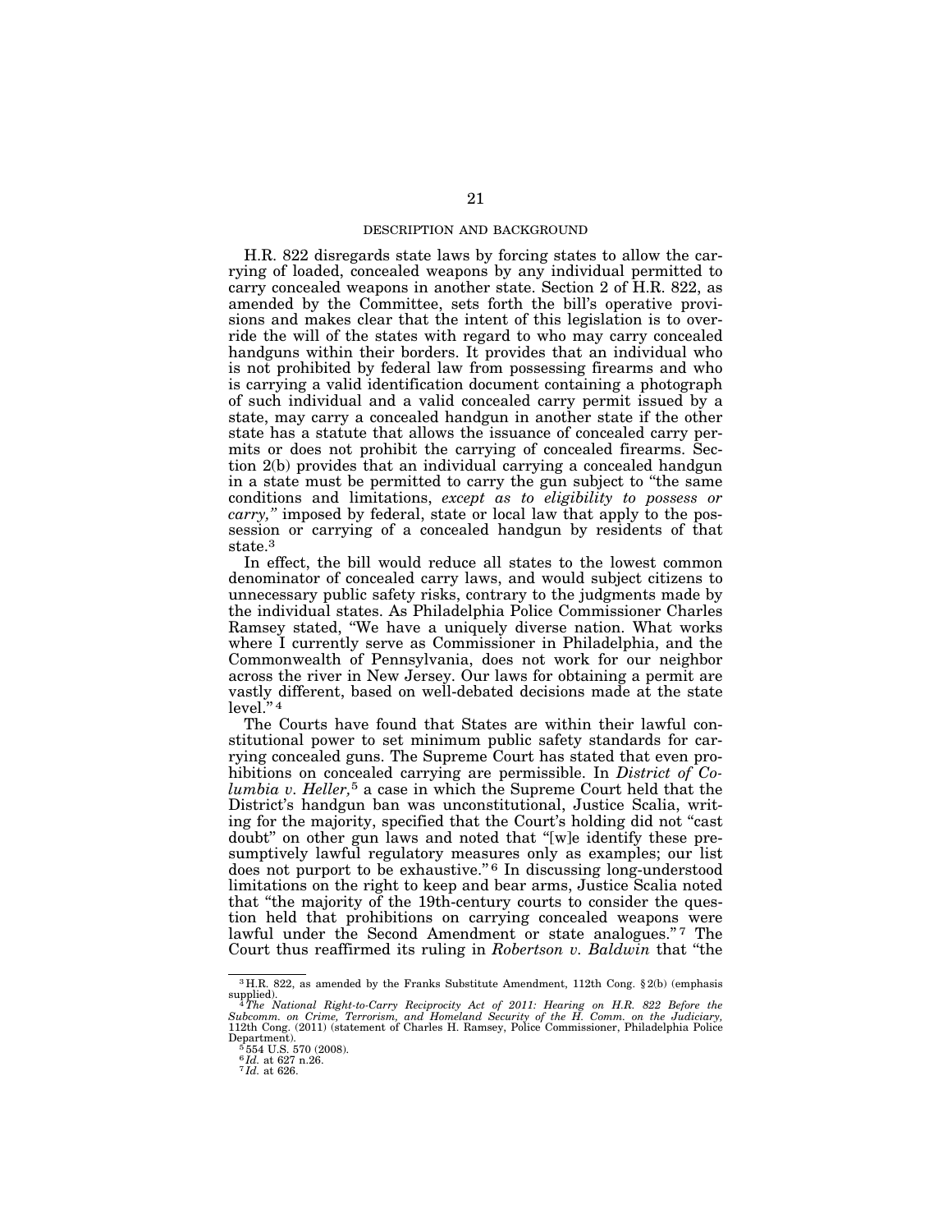## DESCRIPTION AND BACKGROUND

H.R. 822 disregards state laws by forcing states to allow the carrying of loaded, concealed weapons by any individual permitted to carry concealed weapons in another state. Section 2 of H.R. 822, as amended by the Committee, sets forth the bill's operative provisions and makes clear that the intent of this legislation is to override the will of the states with regard to who may carry concealed handguns within their borders. It provides that an individual who is not prohibited by federal law from possessing firearms and who is carrying a valid identification document containing a photograph of such individual and a valid concealed carry permit issued by a state, may carry a concealed handgun in another state if the other state has a statute that allows the issuance of concealed carry permits or does not prohibit the carrying of concealed firearms. Section 2(b) provides that an individual carrying a concealed handgun in a state must be permitted to carry the gun subject to "the same conditions and limitations, *except as to eligibility to possess or carry,*" imposed by federal, state or local law that apply to the possession or carrying of a concealed handgun by residents of that state.[3]

In effect, the bill would reduce all states to the lowest common denominator of concealed carry laws, and would subject citizens to unnecessary public safety risks, contrary to the judgments made by the individual states. As Philadelphia Police Commissioner Charles Ramsey stated, "We have a uniquely diverse nation. What works where I currently serve as Commissioner in Philadelphia, and the Commonwealth of Pennsylvania, does not work for our neighbor across the river in New Jersey. Our laws for obtaining a permit are vastly different, based on well-debated decisions made at the state level."[4]

The Courts have found that States are within their lawful constitutional power to set minimum public safety standards for carrying concealed guns. The Supreme Court has stated that even prohibitions on concealed carrying are permissible. In *District of Columbia v. Heller,*[5] a case in which the Supreme Court held that the District's handgun ban was unconstitutional, Justice Scalia, writing for the majority, specified that the Court's holding did not "cast doubt" on other gun laws and noted that "[w]e identify these presumptively lawful regulatory measures only as examples; our list does not purport to be exhaustive."[6] In discussing long-understood limitations on the right to keep and bear arms, Justice Scalia noted that "the majority of the 19th-century courts to consider the question held that prohibitions on carrying concealed weapons were lawful under the Second Amendment or state analogues."[7] The Court thus reaffirmed its ruling in *Robertson v. Baldwin* that "the

---

[3] H.R. 822, as amended by the Franks Substitute Amendment, 112th Cong. §2(b) (emphasis supplied).

[4] *The National Right-to-Carry Reciprocity Act of 2011: Hearing on H.R. 822 Before the Subcomm. on Crime, Terrorism, and Homeland Security of the H. Comm. on the Judiciary,* 112th Cong. (2011) (statement of Charles H. Ramsey, Police Commissioner, Philadelphia Police Department).

[5] 554 U.S. 570 (2008).

[6] *Id.* at 627 n.26.

[7] *Id.* at 626.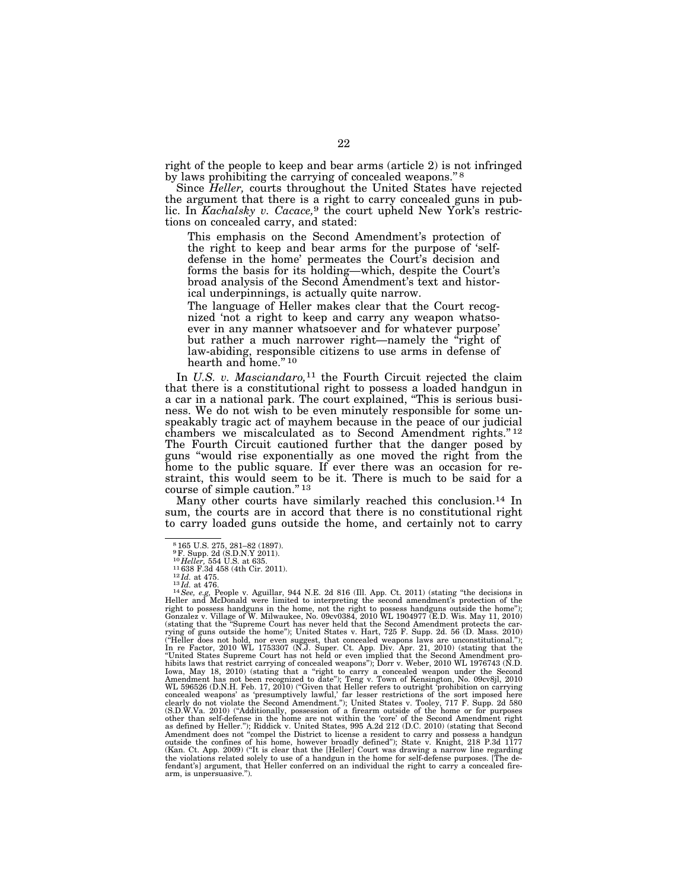right of the people to keep and bear arms (article 2) is not infringed by laws prohibiting the carrying of concealed weapons."[8]

Since *Heller,* courts throughout the United States have rejected the argument that there is a right to carry concealed guns in public. In *Kachalsky v. Cacace,*[9] the court upheld New York's restrictions on concealed carry, and stated:

> This emphasis on the Second Amendment's protection of the right to keep and bear arms for the purpose of 'self-defense in the home' permeates the Court's decision and forms the basis for its holding—which, despite the Court's broad analysis of the Second Amendment's text and historical underpinnings, is actually quite narrow.
>
> The language of Heller makes clear that the Court recognized 'not a right to keep and carry any weapon whatsoever in any manner whatsoever and for whatever purpose' but rather a much narrower right—namely the "right of law-abiding, responsible citizens to use arms in defense of hearth and home."[10]

In *U.S. v. Masciandaro,*[11] the Fourth Circuit rejected the claim that there is a constitutional right to possess a loaded handgun in a car in a national park. The court explained, "This is serious business. We do not wish to be even minutely responsible for some unspeakably tragic act of mayhem because in the peace of our judicial chambers we miscalculated as to Second Amendment rights."[12] The Fourth Circuit cautioned further that the danger posed by guns "would rise exponentially as one moved the right from the home to the public square. If ever there was an occasion for restraint, this would seem to be it. There is much to be said for a course of simple caution."[13]

Many other courts have similarly reached this conclusion.[14] In sum, the courts are in accord that there is no constitutional right to carry loaded guns outside the home, and certainly not to carry

---

[8] 165 U.S. 275, 281–82 (1897).

[9] F. Supp. 2d (S.D.N.Y 2011).

[10] *Heller,* 554 U.S. at 635.

[11] 638 F.3d 458 (4th Cir. 2011).

[12] *Id.* at 475.

[13] *Id.* at 476.

[14] *See, e.g,* People v. Aguillar, 944 N.E. 2d 816 (Ill. App. Ct. 2011) (stating "the decisions in Heller and McDonald were limited to interpreting the second amendment's protection of the right to possess handguns in the home, not the right to possess handguns outside the home"); Gonzalez v. Village of W. Milwaukee, No. 09cv0384, 2010 WL 1904977 (E.D. Wis. May 11, 2010) (stating that the "Supreme Court has never held that the Second Amendment protects the carrying of guns outside the home"); United States v. Hart, 725 F. Supp. 2d. 56 (D. Mass. 2010) ("Heller does not hold, nor even suggest, that concealed weapons laws are unconstitutional."); In re Factor, 2010 WL 1753307 (N.J. Super. Ct. App. Div. Apr. 21, 2010) (stating that the "United States Supreme Court has not held or even implied that the Second Amendment prohibits laws that restrict carrying of concealed weapons"); Dorr v. Weber, 2010 WL 1976743 (N.D. Iowa, May 18, 2010) (stating that a "right to carry a concealed weapon under the Second Amendment has not been recognized to date"); Teng v. Town of Kensington, No. 09cv8jl, 2010 WL 596526 (D.N.H. Feb. 17, 2010) ("Given that Heller refers to outright 'prohibition on carrying concealed weapons' as 'presumptively lawful,' far lesser restrictions of the sort imposed here clearly do not violate the Second Amendment."); United States v. Tooley, 717 F. Supp. 2d 580 (S.D.W.Va. 2010) ("Additionally, possession of a firearm outside of the home or for purposes other than self-defense in the home are not within the 'core' of the Second Amendment right as defined by Heller."); Riddick v. United States, 995 A.2d 212 (D.C. 2010) (stating that Second Amendment does not "compel the District to license a resident to carry and possess a handgun outside the confines of his home, however broadly defined"); State v. Knight, 218 P.3d 1177 (Kan. Ct. App. 2009) ("It is clear that the [Heller] Court was drawing a narrow line regarding the violations related solely to use of a handgun in the home for self-defense purposes. [The defendant's] argument, that Heller conferred on an individual the right to carry a concealed firearm, is unpersuasive.").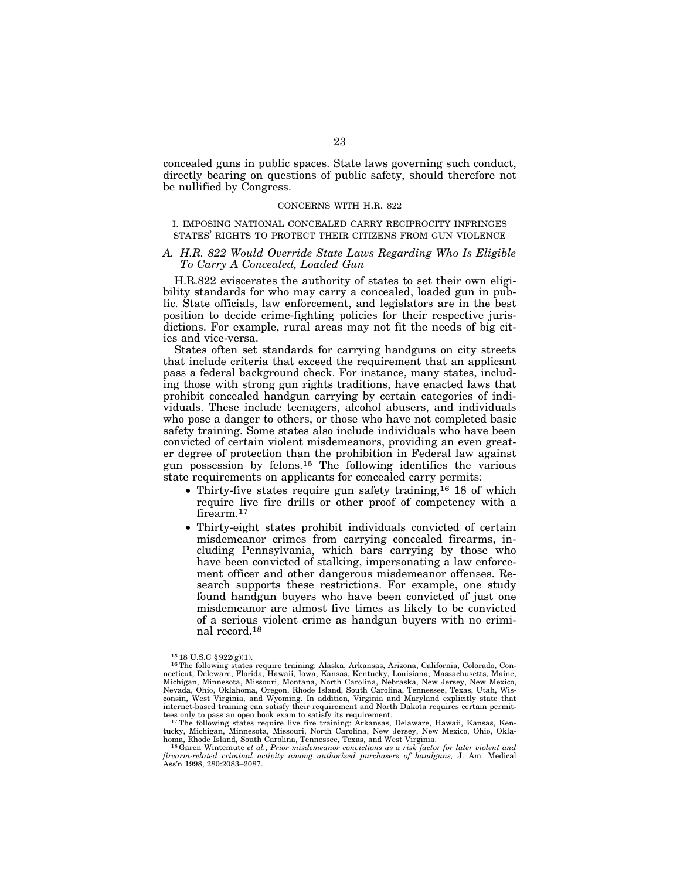concealed guns in public spaces. State laws governing such conduct, directly bearing on questions of public safety, should therefore not be nullified by Congress.

## CONCERNS WITH H.R. 822

### I. IMPOSING NATIONAL CONCEALED CARRY RECIPROCITY INFRINGES STATES' RIGHTS TO PROTECT THEIR CITIZENS FROM GUN VIOLENCE

#### *A. H.R. 822 Would Override State Laws Regarding Who Is Eligible To Carry A Concealed, Loaded Gun*

H.R.822 eviscerates the authority of states to set their own eligibility standards for who may carry a concealed, loaded gun in public. State officials, law enforcement, and legislators are in the best position to decide crime-fighting policies for their respective jurisdictions. For example, rural areas may not fit the needs of big cities and vice-versa.

States often set standards for carrying handguns on city streets that include criteria that exceed the requirement that an applicant pass a federal background check. For instance, many states, including those with strong gun rights traditions, have enacted laws that prohibit concealed handgun carrying by certain categories of individuals. These include teenagers, alcohol abusers, and individuals who pose a danger to others, or those who have not completed basic safety training. Some states also include individuals who have been convicted of certain violent misdemeanors, providing an even greater degree of protection than the prohibition in Federal law against gun possession by felons.[15] The following identifies the various state requirements on applicants for concealed carry permits:

- Thirty-five states require gun safety training,[16] 18 of which require live fire drills or other proof of competency with a firearm.[17]
- Thirty-eight states prohibit individuals convicted of certain misdemeanor crimes from carrying concealed firearms, including Pennsylvania, which bars carrying by those who have been convicted of stalking, impersonating a law enforcement officer and other dangerous misdemeanor offenses. Research supports these restrictions. For example, one study found handgun buyers who have been convicted of just one misdemeanor are almost five times as likely to be convicted of a serious violent crime as handgun buyers with no criminal record.[18]

---

[15] 18 U.S.C §922(g)(1).

[16] The following states require training: Alaska, Arkansas, Arizona, California, Colorado, Connecticut, Deleware, Florida, Hawaii, Iowa, Kansas, Kentucky, Louisiana, Massachusetts, Maine, Michigan, Minnesota, Missouri, Montana, North Carolina, Nebraska, New Jersey, New Mexico, Nevada, Ohio, Oklahoma, Oregon, Rhode Island, South Carolina, Tennessee, Texas, Utah, Wisconsin, West Virginia, and Wyoming. In addition, Virginia and Maryland explicitly state that internet-based training can satisfy their requirement and North Dakota requires certain permittees only to pass an open book exam to satisfy its requirement.

[17] The following states require live fire training: Arkansas, Delaware, Hawaii, Kansas, Kentucky, Michigan, Minnesota, Missouri, North Carolina, New Jersey, New Mexico, Ohio, Oklahoma, Rhode Island, South Carolina, Tennessee, Texas, and West Virginia.

[18] Garen Wintemute *et al., Prior misdemeanor convictions as a risk factor for later violent and firearm-related criminal activity among authorized purchasers of handguns,* J. Am. Medical Ass'n 1998, 280:2083–2087.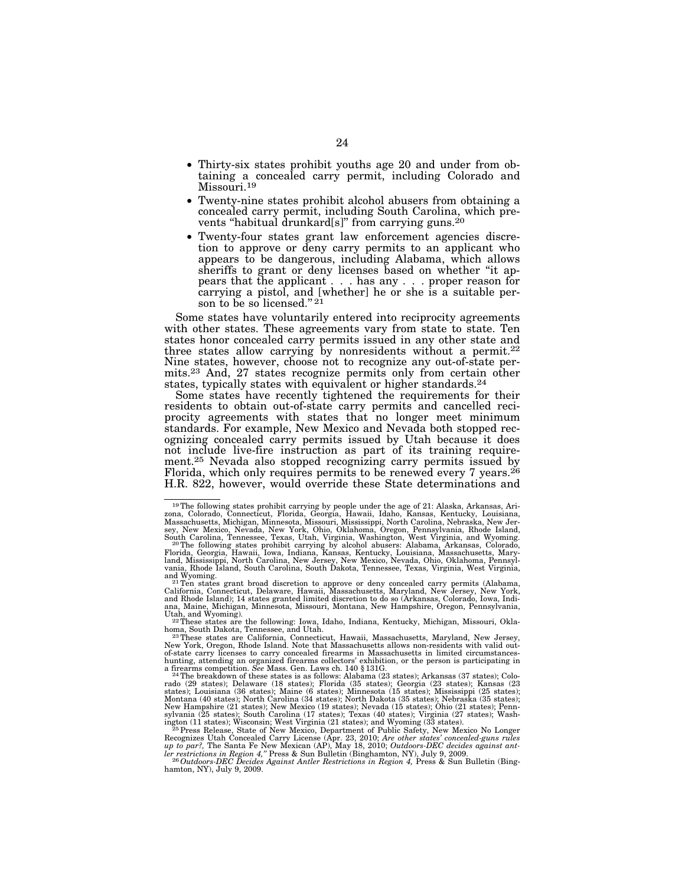- Thirty-six states prohibit youths age 20 and under from obtaining a concealed carry permit, including Colorado and Missouri.[19]
- Twenty-nine states prohibit alcohol abusers from obtaining a concealed carry permit, including South Carolina, which prevents "habitual drunkard[s]" from carrying guns.[20]
- Twenty-four states grant law enforcement agencies discretion to approve or deny carry permits to an applicant who appears to be dangerous, including Alabama, which allows sheriffs to grant or deny licenses based on whether "it appears that the applicant . . . has any . . . proper reason for carrying a pistol, and [whether] he or she is a suitable person to be so licensed."[21]

Some states have voluntarily entered into reciprocity agreements with other states. These agreements vary from state to state. Ten states honor concealed carry permits issued in any other state and three states allow carrying by nonresidents without a permit.[22] Nine states, however, choose not to recognize any out-of-state permits.[23] And, 27 states recognize permits only from certain other states, typically states with equivalent or higher standards.[24]

Some states have recently tightened the requirements for their residents to obtain out-of-state carry permits and cancelled reciprocity agreements with states that no longer meet minimum standards. For example, New Mexico and Nevada both stopped recognizing concealed carry permits issued by Utah because it does not include live-fire instruction as part of its training requirement.[25] Nevada also stopped recognizing carry permits issued by Florida, which only requires permits to be renewed every 7 years.[26] H.R. 822, however, would override these State determinations and

---

[19] The following states prohibit carrying by people under the age of 21: Alaska, Arkansas, Arizona, Colorado, Connecticut, Florida, Georgia, Hawaii, Idaho, Kansas, Kentucky, Louisiana, Massachusetts, Michigan, Minnesota, Missouri, Mississippi, North Carolina, Nebraska, New Jersey, New Mexico, Nevada, New York, Ohio, Oklahoma, Oregon, Pennsylvania, Rhode Island, South Carolina, Tennessee, Texas, Utah, Virginia, Washington, West Virginia, and Wyoming.

[20] The following states prohibit carrying by alcohol abusers: Alabama, Arkansas, Colorado, Florida, Georgia, Hawaii, Iowa, Indiana, Kansas, Kentucky, Louisiana, Massachusetts, Maryland, Mississippi, North Carolina, New Jersey, New Mexico, Nevada, Ohio, Oklahoma, Pennsylvania, Rhode Island, South Carolina, South Dakota, Tennessee, Texas, Virginia, West Virginia, and Wyoming.

[21] Ten states grant broad discretion to approve or deny concealed carry permits (Alabama, California, Connecticut, Delaware, Hawaii, Massachusetts, Maryland, New Jersey, New York, and Rhode Island); 14 states granted limited discretion to do so (Arkansas, Colorado, Iowa, Indiana, Maine, Michigan, Minnesota, Missouri, Montana, New Hampshire, Oregon, Pennsylvania, Utah, and Wyoming).

[22] These states are the following: Iowa, Idaho, Indiana, Kentucky, Michigan, Missouri, Oklahoma, South Dakota, Tennessee, and Utah.

[23] These states are California, Connecticut, Hawaii, Massachusetts, Maryland, New Jersey, New York, Oregon, Rhode Island. Note that Massachusetts allows non-residents with valid out-of-state carry licenses to carry concealed firearms in Massachusetts in limited circumstances-hunting, attending an organized firearms collectors' exhibition, or the person is participating in a firearms competition. *See* Mass. Gen. Laws ch. 140 § 131G.

[24] The breakdown of these states is as follows: Alabama (23 states); Arkansas (37 states); Colorado (29 states); Delaware (18 states); Florida (35 states); Georgia (23 states); Kansas (23 states); Louisiana (36 states); Maine (6 states); Minnesota (15 states); Mississippi (25 states); Montana (40 states); North Carolina (34 states); North Dakota (35 states); Nebraska (35 states); New Hampshire (21 states); New Mexico (19 states); Nevada (15 states); Ohio (21 states); Pennsylvania (25 states); South Carolina (17 states); Texas (40 states); Virginia (27 states); Washington (11 states); Wisconsin; West Virginia (21 states); and Wyoming (33 states).

[25] Press Release, State of New Mexico, Department of Public Safety, New Mexico No Longer Recognizes Utah Concealed Carry License (Apr. 23, 2010; *Are other states' concealed-guns rules up to par?,* The Santa Fe New Mexican (AP), May 18, 2010; *Outdoors-DEC decides against antler restrictions in Region 4,"* Press & Sun Bulletin (Binghamton, NY), July 9, 2009.

[26] *Outdoors-DEC Decides Against Antler Restrictions in Region 4,* Press & Sun Bulletin (Binghamton, NY), July 9, 2009.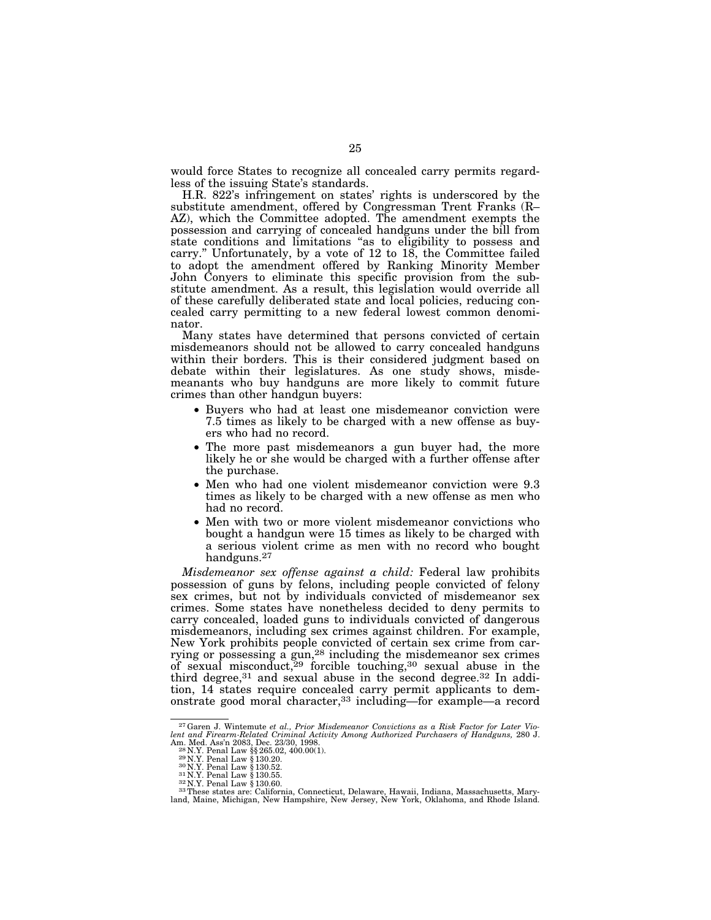would force States to recognize all concealed carry permits regardless of the issuing State's standards.

H.R. 822's infringement on states' rights is underscored by the substitute amendment, offered by Congressman Trent Franks (R–AZ), which the Committee adopted. The amendment exempts the possession and carrying of concealed handguns under the bill from state conditions and limitations "as to eligibility to possess and carry." Unfortunately, by a vote of 12 to 18, the Committee failed to adopt the amendment offered by Ranking Minority Member John Conyers to eliminate this specific provision from the substitute amendment. As a result, this legislation would override all of these carefully deliberated state and local policies, reducing concealed carry permitting to a new federal lowest common denominator.

Many states have determined that persons convicted of certain misdemeanors should not be allowed to carry concealed handguns within their borders. This is their considered judgment based on debate within their legislatures. As one study shows, misdemeanants who buy handguns are more likely to commit future crimes than other handgun buyers:

- Buyers who had at least one misdemeanor conviction were 7.5 times as likely to be charged with a new offense as buyers who had no record.
- The more past misdemeanors a gun buyer had, the more likely he or she would be charged with a further offense after the purchase.
- Men who had one violent misdemeanor conviction were 9.3 times as likely to be charged with a new offense as men who had no record.
- Men with two or more violent misdemeanor convictions who bought a handgun were 15 times as likely to be charged with a serious violent crime as men with no record who bought handguns.[27]

*Misdemeanor sex offense against a child:* Federal law prohibits possession of guns by felons, including people convicted of felony sex crimes, but not by individuals convicted of misdemeanor sex crimes. Some states have nonetheless decided to deny permits to carry concealed, loaded guns to individuals convicted of dangerous misdemeanors, including sex crimes against children. For example, New York prohibits people convicted of certain sex crime from carrying or possessing a gun,[28] including the misdemeanor sex crimes of sexual misconduct,[29] forcible touching,[30] sexual abuse in the third degree,[31] and sexual abuse in the second degree.[32] In addition, 14 states require concealed carry permit applicants to demonstrate good moral character,[33] including—for example—a record

---

[27] Garen J. Wintemute *et al.*, *Prior Misdemeanor Convictions as a Risk Factor for Later Violent and Firearm-Related Criminal Activity Among Authorized Purchasers of Handguns,* 280 J. Am. Med. Ass'n 2083, Dec. 23/30, 1998.

[28] N.Y. Penal Law §§ 265.02, 400.00(1).

[29] N.Y. Penal Law § 130.20.

[30] N.Y. Penal Law § 130.52.

[31] N.Y. Penal Law § 130.55.

[32] N.Y. Penal Law § 130.60.

[33] These states are: California, Connecticut, Delaware, Hawaii, Indiana, Massachusetts, Maryland, Maine, Michigan, New Hampshire, New Jersey, New York, Oklahoma, and Rhode Island.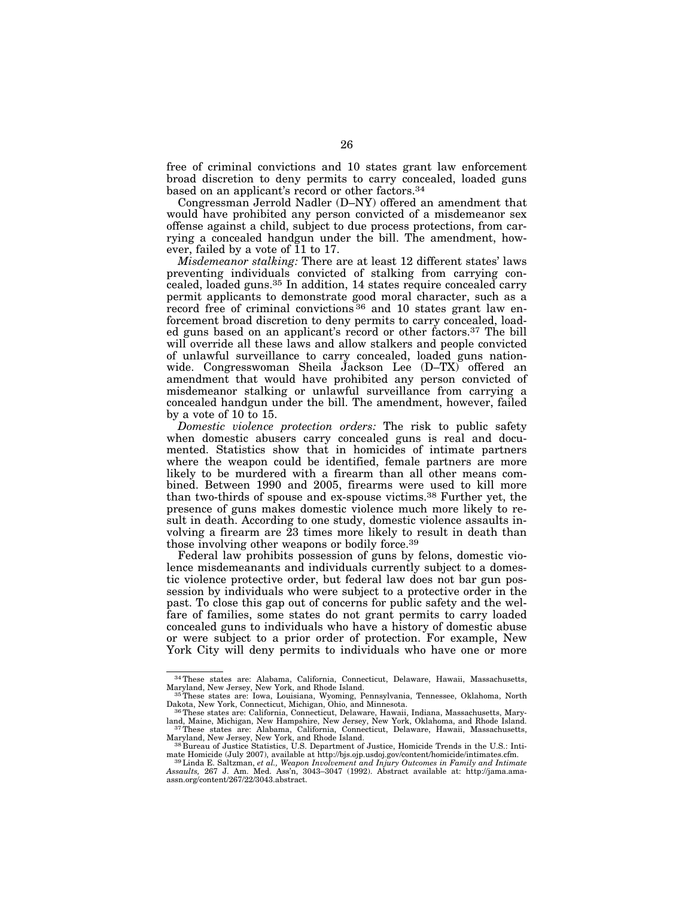free of criminal convictions and 10 states grant law enforcement broad discretion to deny permits to carry concealed, loaded guns based on an applicant's record or other factors.[34]

Congressman Jerrold Nadler (D–NY) offered an amendment that would have prohibited any person convicted of a misdemeanor sex offense against a child, subject to due process protections, from carrying a concealed handgun under the bill. The amendment, however, failed by a vote of 11 to 17.

*Misdemeanor stalking:* There are at least 12 different states' laws preventing individuals convicted of stalking from carrying concealed, loaded guns.[35] In addition, 14 states require concealed carry permit applicants to demonstrate good moral character, such as a record free of criminal convictions[36] and 10 states grant law enforcement broad discretion to deny permits to carry concealed, loaded guns based on an applicant's record or other factors.[37] The bill will override all these laws and allow stalkers and people convicted of unlawful surveillance to carry concealed, loaded guns nationwide. Congresswoman Sheila Jackson Lee (D–TX) offered an amendment that would have prohibited any person convicted of misdemeanor stalking or unlawful surveillance from carrying a concealed handgun under the bill. The amendment, however, failed by a vote of 10 to 15.

*Domestic violence protection orders:* The risk to public safety when domestic abusers carry concealed guns is real and documented. Statistics show that in homicides of intimate partners where the weapon could be identified, female partners are more likely to be murdered with a firearm than all other means combined. Between 1990 and 2005, firearms were used to kill more than two-thirds of spouse and ex-spouse victims.[38] Further yet, the presence of guns makes domestic violence much more likely to result in death. According to one study, domestic violence assaults involving a firearm are 23 times more likely to result in death than those involving other weapons or bodily force.[39]

Federal law prohibits possession of guns by felons, domestic violence misdemeanants and individuals currently subject to a domestic violence protective order, but federal law does not bar gun possession by individuals who were subject to a protective order in the past. To close this gap out of concerns for public safety and the welfare of families, some states do not grant permits to carry loaded concealed guns to individuals who have a history of domestic abuse or were subject to a prior order of protection. For example, New York City will deny permits to individuals who have one or more

---

[34] These states are: Alabama, California, Connecticut, Delaware, Hawaii, Massachusetts, Maryland, New Jersey, New York, and Rhode Island.

[35] These states are: Iowa, Louisiana, Wyoming, Pennsylvania, Tennessee, Oklahoma, North Dakota, New York, Connecticut, Michigan, Ohio, and Minnesota.

[36] These states are: California, Connecticut, Delaware, Hawaii, Indiana, Massachusetts, Maryland, Maine, Michigan, New Hampshire, New Jersey, New York, Oklahoma, and Rhode Island.

[37] These states are: Alabama, California, Connecticut, Delaware, Hawaii, Massachusetts, Maryland, New Jersey, New York, and Rhode Island.

[38] Bureau of Justice Statistics, U.S. Department of Justice, Homicide Trends in the U.S.: Intimate Homicide (July 2007), available at http://bjs.ojp.usdoj.gov/content/homicide/intimates.cfm.

[39] Linda E. Saltzman, *et al., Weapon Involvement and Injury Outcomes in Family and Intimate Assaults,* 267 J. Am. Med. Ass'n, 3043–3047 (1992). Abstract available at: http://jama.ama-assn.org/content/267/22/3043.abstract.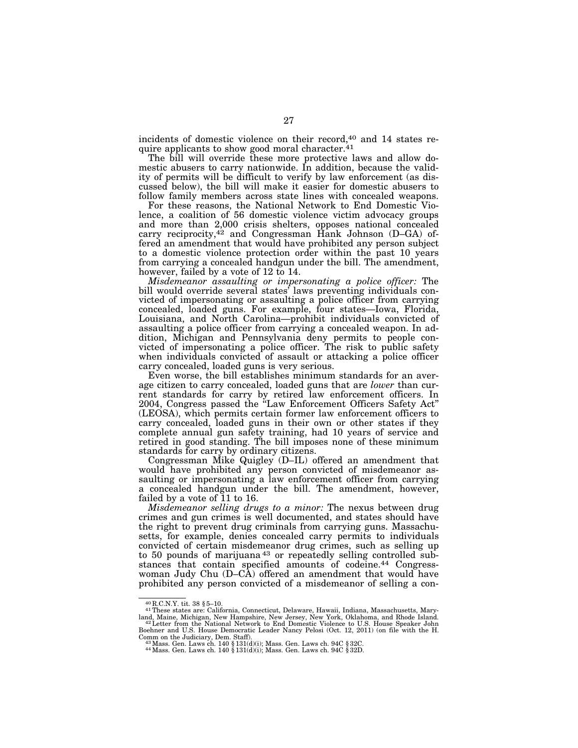incidents of domestic violence on their record,[40] and 14 states require applicants to show good moral character.[41]

The bill will override these more protective laws and allow domestic abusers to carry nationwide. In addition, because the validity of permits will be difficult to verify by law enforcement (as discussed below), the bill will make it easier for domestic abusers to follow family members across state lines with concealed weapons.

For these reasons, the National Network to End Domestic Violence, a coalition of 56 domestic violence victim advocacy groups and more than 2,000 crisis shelters, opposes national concealed carry reciprocity,[42] and Congressman Hank Johnson (D–GA) offered an amendment that would have prohibited any person subject to a domestic violence protection order within the past 10 years from carrying a concealed handgun under the bill. The amendment, however, failed by a vote of 12 to 14.

*Misdemeanor assaulting or impersonating a police officer:* The bill would override several states' laws preventing individuals convicted of impersonating or assaulting a police officer from carrying concealed, loaded guns. For example, four states—Iowa, Florida, Louisiana, and North Carolina—prohibit individuals convicted of assaulting a police officer from carrying a concealed weapon. In addition, Michigan and Pennsylvania deny permits to people convicted of impersonating a police officer. The risk to public safety when individuals convicted of assault or attacking a police officer carry concealed, loaded guns is very serious.

Even worse, the bill establishes minimum standards for an average citizen to carry concealed, loaded guns that are *lower* than current standards for carry by retired law enforcement officers. In 2004, Congress passed the "Law Enforcement Officers Safety Act" (LEOSA), which permits certain former law enforcement officers to carry concealed, loaded guns in their own or other states if they complete annual gun safety training, had 10 years of service and retired in good standing. The bill imposes none of these minimum standards for carry by ordinary citizens.

Congressman Mike Quigley (D–IL) offered an amendment that would have prohibited any person convicted of misdemeanor assaulting or impersonating a law enforcement officer from carrying a concealed handgun under the bill. The amendment, however, failed by a vote of 11 to 16.

*Misdemeanor selling drugs to a minor:* The nexus between drug crimes and gun crimes is well documented, and states should have the right to prevent drug criminals from carrying guns. Massachusetts, for example, denies concealed carry permits to individuals convicted of certain misdemeanor drug crimes, such as selling up to 50 pounds of marijuana[43] or repeatedly selling controlled substances that contain specified amounts of codeine.[44] Congresswoman Judy Chu (D–CA) offered an amendment that would have prohibited any person convicted of a misdemeanor of selling a con-

---

[40] R.C.N.Y. tit. 38 § 5–10.

[41] These states are: California, Connecticut, Delaware, Hawaii, Indiana, Massachusetts, Maryland, Maine, Michigan, New Hampshire, New Jersey, New York, Oklahoma, and Rhode Island.

[42] Letter from the National Network to End Domestic Violence to U.S. House Speaker John Boehner and U.S. House Democratic Leader Nancy Pelosi (Oct. 12, 2011) (on file with the H. Comm on the Judiciary, Dem. Staff).

[43] Mass. Gen. Laws ch. 140 § 131(d)(i); Mass. Gen. Laws ch. 94C § 32C.

[44] Mass. Gen. Laws ch. 140 § 131(d)(i); Mass. Gen. Laws ch. 94C § 32D.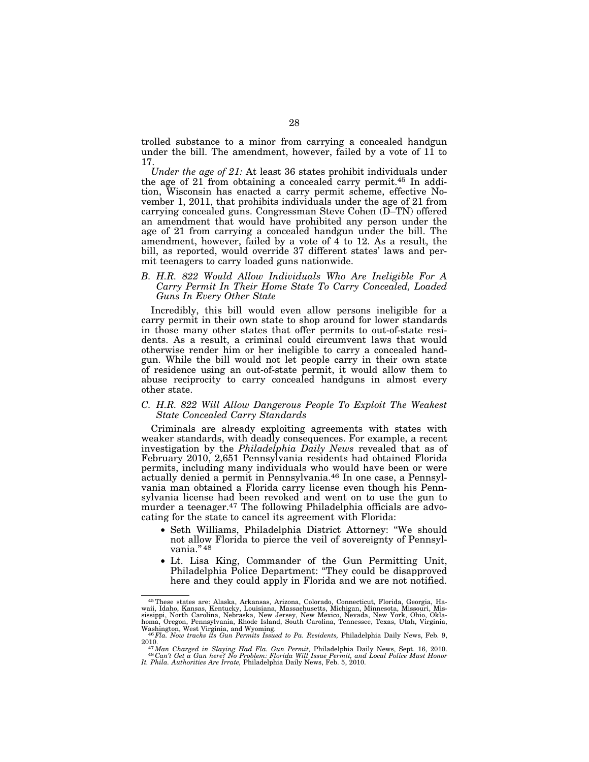trolled substance to a minor from carrying a concealed handgun under the bill. The amendment, however, failed by a vote of 11 to 17.

*Under the age of 21:* At least 36 states prohibit individuals under the age of 21 from obtaining a concealed carry permit.[45] In addition, Wisconsin has enacted a carry permit scheme, effective November 1, 2011, that prohibits individuals under the age of 21 from carrying concealed guns. Congressman Steve Cohen (D–TN) offered an amendment that would have prohibited any person under the age of 21 from carrying a concealed handgun under the bill. The amendment, however, failed by a vote of 4 to 12. As a result, the bill, as reported, would override 37 different states' laws and permit teenagers to carry loaded guns nationwide.

### *B. H.R. 822 Would Allow Individuals Who Are Ineligible For A Carry Permit In Their Home State To Carry Concealed, Loaded Guns In Every Other State*

Incredibly, this bill would even allow persons ineligible for a carry permit in their own state to shop around for lower standards in those many other states that offer permits to out-of-state residents. As a result, a criminal could circumvent laws that would otherwise render him or her ineligible to carry a concealed handgun. While the bill would not let people carry in their own state of residence using an out-of-state permit, it would allow them to abuse reciprocity to carry concealed handguns in almost every other state.

### *C. H.R. 822 Will Allow Dangerous People To Exploit The Weakest State Concealed Carry Standards*

Criminals are already exploiting agreements with states with weaker standards, with deadly consequences. For example, a recent investigation by the *Philadelphia Daily News* revealed that as of February 2010, 2,651 Pennsylvania residents had obtained Florida permits, including many individuals who would have been or were actually denied a permit in Pennsylvania.[46] In one case, a Pennsylvania man obtained a Florida carry license even though his Pennsylvania license had been revoked and went on to use the gun to murder a teenager.[47] The following Philadelphia officials are advocating for the state to cancel its agreement with Florida:

- Seth Williams, Philadelphia District Attorney: "We should not allow Florida to pierce the veil of sovereignty of Pennsylvania."[48]
- Lt. Lisa King, Commander of the Gun Permitting Unit, Philadelphia Police Department: "They could be disapproved here and they could apply in Florida and we are not notified.

---

[45] These states are: Alaska, Arkansas, Arizona, Colorado, Connecticut, Florida, Georgia, Hawaii, Idaho, Kansas, Kentucky, Louisiana, Massachusetts, Michigan, Minnesota, Missouri, Mississippi, North Carolina, Nebraska, New Jersey, New Mexico, Nevada, New York, Ohio, Oklahoma, Oregon, Pennsylvania, Rhode Island, South Carolina, Tennessee, Texas, Utah, Virginia, Washington, West Virginia, and Wyoming.

[46] *Fla. Now tracks its Gun Permits Issued to Pa. Residents,* Philadelphia Daily News, Feb. 9, 2010.

[47] *Man Charged in Slaying Had Fla. Gun Permit,* Philadelphia Daily News, Sept. 16, 2010.

[48] *Can't Get a Gun here? No Problem: Florida Will Issue Permit, and Local Police Must Honor It. Phila. Authorities Are Irrate,* Philadelphia Daily News, Feb. 5, 2010.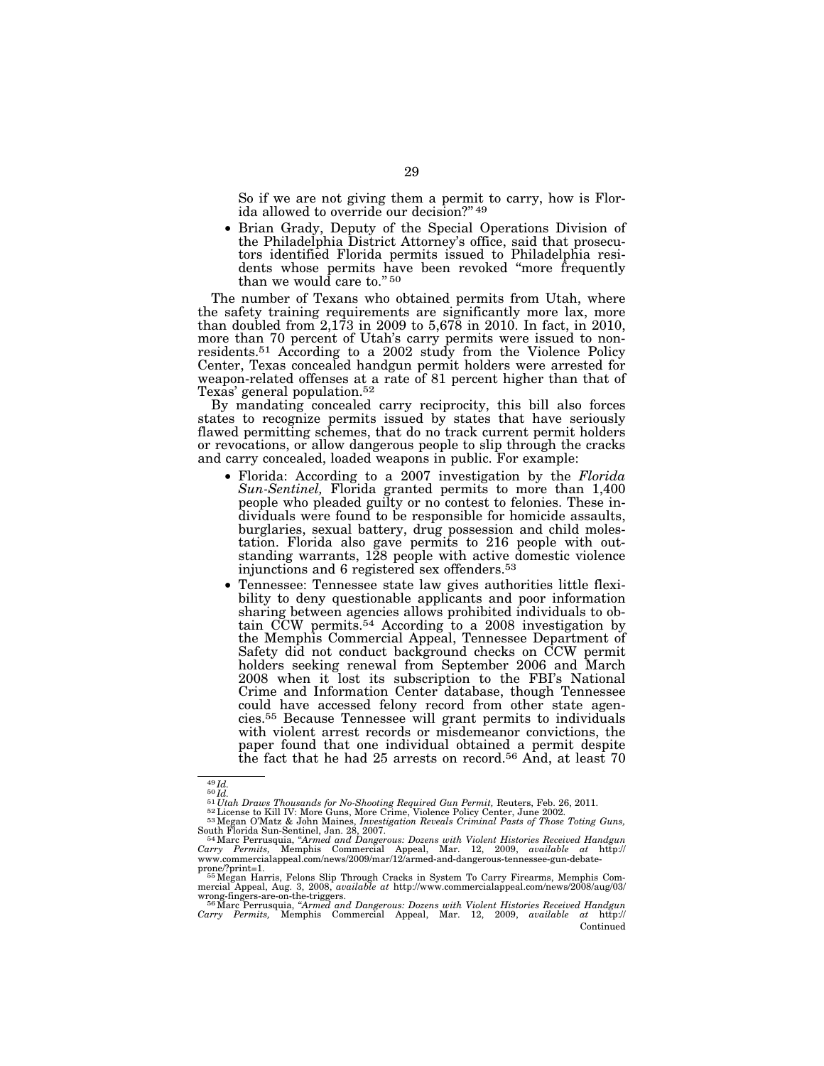So if we are not giving them a permit to carry, how is Florida allowed to override our decision?" [49]

- Brian Grady, Deputy of the Special Operations Division of the Philadelphia District Attorney's office, said that prosecutors identified Florida permits issued to Philadelphia residents whose permits have been revoked "more frequently than we would care to." [50]

The number of Texans who obtained permits from Utah, where the safety training requirements are significantly more lax, more than doubled from 2,173 in 2009 to 5,678 in 2010. In fact, in 2010, more than 70 percent of Utah's carry permits were issued to nonresidents.[51] According to a 2002 study from the Violence Policy Center, Texas concealed handgun permit holders were arrested for weapon-related offenses at a rate of 81 percent higher than that of Texas' general population.[52]

By mandating concealed carry reciprocity, this bill also forces states to recognize permits issued by states that have seriously flawed permitting schemes, that do no track current permit holders or revocations, or allow dangerous people to slip through the cracks and carry concealed, loaded weapons in public. For example:

- Florida: According to a 2007 investigation by the *Florida Sun-Sentinel,* Florida granted permits to more than 1,400 people who pleaded guilty or no contest to felonies. These individuals were found to be responsible for homicide assaults, burglaries, sexual battery, drug possession and child molestation. Florida also gave permits to 216 people with outstanding warrants, 128 people with active domestic violence injunctions and 6 registered sex offenders.[53]
- Tennessee: Tennessee state law gives authorities little flexibility to deny questionable applicants and poor information sharing between agencies allows prohibited individuals to obtain CCW permits.[54] According to a 2008 investigation by the Memphis Commercial Appeal, Tennessee Department of Safety did not conduct background checks on CCW permit holders seeking renewal from September 2006 and March 2008 when it lost its subscription to the FBI's National Crime and Information Center database, though Tennessee could have accessed felony record from other state agencies.[55] Because Tennessee will grant permits to individuals with violent arrest records or misdemeanor convictions, the paper found that one individual obtained a permit despite the fact that he had 25 arrests on record.[56] And, at least 70

---

[49] *Id.*

[50] *Id.*

[51] *Utah Draws Thousands for No-Shooting Required Gun Permit,* Reuters, Feb. 26, 2011.

[52] License to Kill IV: More Guns, More Crime, Violence Policy Center, June 2002.

[53] Megan O'Matz & John Maines, *Investigation Reveals Criminal Pasts of Those Toting Guns,* South Florida Sun-Sentinel, Jan. 28, 2007.

[54] Marc Perrusquia, "*Armed and Dangerous: Dozens with Violent Histories Received Handgun Carry Permits,* Memphis Commercial Appeal, Mar. 12, 2009, *available at* http://www.commercialappeal.com/news/2009/mar/12/armed-and-dangerous-tennessee-gun-debate-prone/?print=1.

[55] Megan Harris, Felons Slip Through Cracks in System To Carry Firearms, Memphis Commercial Appeal, Aug. 3, 2008, *available at* http://www.commercialappeal.com/news/2008/aug/03/wrong-fingers-are-on-the-triggers.

[56] Marc Perrusquia, "*Armed and Dangerous: Dozens with Violent Histories Received Handgun Carry Permits,* Memphis Commercial Appeal, Mar. 12, 2009, *available at* http://

Continued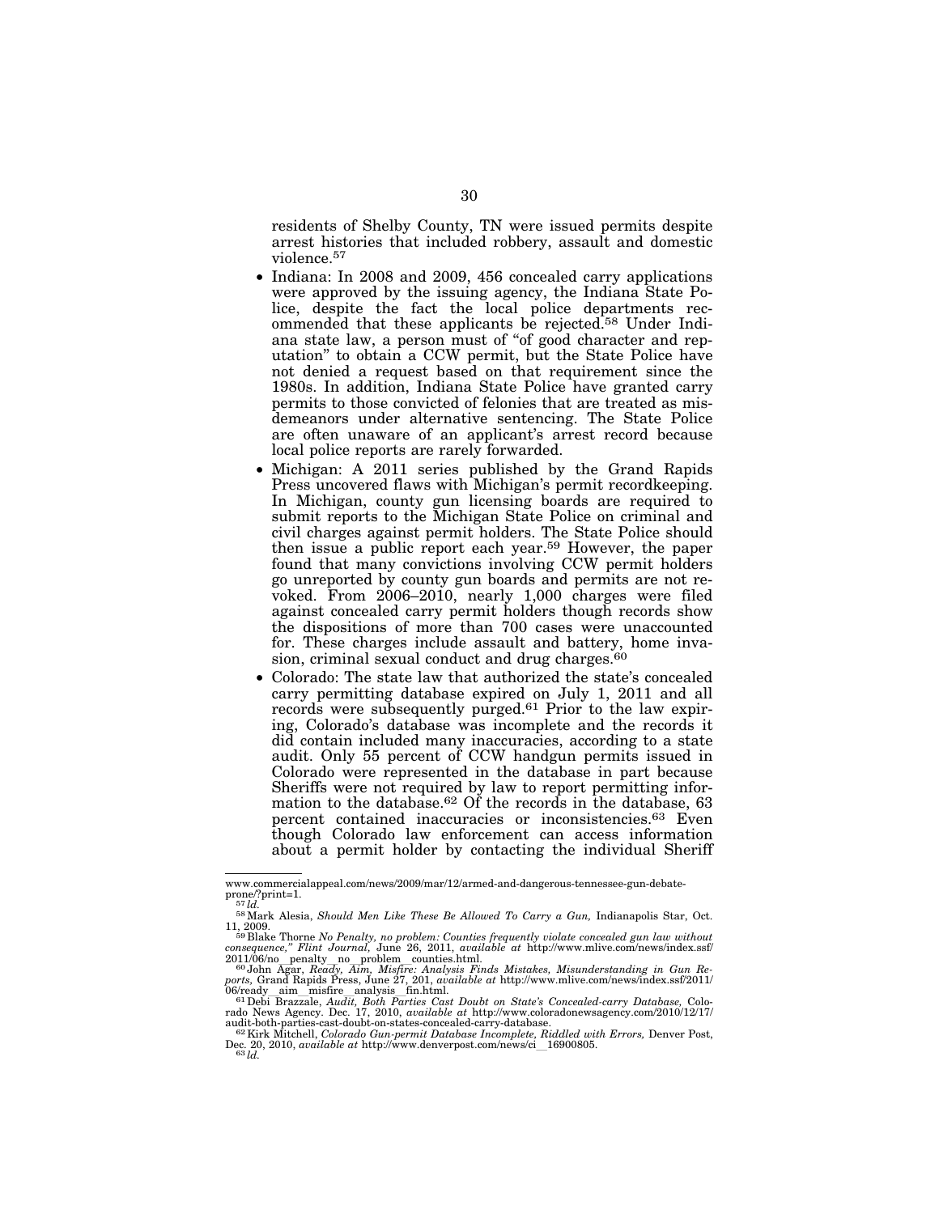residents of Shelby County, TN were issued permits despite arrest histories that included robbery, assault and domestic violence.[57]

- Indiana: In 2008 and 2009, 456 concealed carry applications were approved by the issuing agency, the Indiana State Police, despite the fact the local police departments recommended that these applicants be rejected.[58] Under Indiana state law, a person must of "of good character and reputation" to obtain a CCW permit, but the State Police have not denied a request based on that requirement since the 1980s. In addition, Indiana State Police have granted carry permits to those convicted of felonies that are treated as misdemeanors under alternative sentencing. The State Police are often unaware of an applicant's arrest record because local police reports are rarely forwarded.
- Michigan: A 2011 series published by the Grand Rapids Press uncovered flaws with Michigan's permit recordkeeping. In Michigan, county gun licensing boards are required to submit reports to the Michigan State Police on criminal and civil charges against permit holders. The State Police should then issue a public report each year.[59] However, the paper found that many convictions involving CCW permit holders go unreported by county gun boards and permits are not revoked. From 2006–2010, nearly 1,000 charges were filed against concealed carry permit holders though records show the dispositions of more than 700 cases were unaccounted for. These charges include assault and battery, home invasion, criminal sexual conduct and drug charges.[60]
- Colorado: The state law that authorized the state's concealed carry permitting database expired on July 1, 2011 and all records were subsequently purged.[61] Prior to the law expiring, Colorado's database was incomplete and the records it did contain included many inaccuracies, according to a state audit. Only 55 percent of CCW handgun permits issued in Colorado were represented in the database in part because Sheriffs were not required by law to report permitting information to the database.[62] Of the records in the database, 63 percent contained inaccuracies or inconsistencies.[63] Even though Colorado law enforcement can access information about a permit holder by contacting the individual Sheriff

---

www.commercialappeal.com/news/2009/mar/12/armed-and-dangerous-tennessee-gun-debate-prone/?print=1.

[57] *Id.*

[58] Mark Alesia, *Should Men Like These Be Allowed To Carry a Gun,* Indianapolis Star, Oct. 11, 2009.

[59] Blake Thorne *No Penalty, no problem: Counties frequently violate concealed gun law without consequence," Flint Journal,* June 26, 2011, *available at* http://www.mlive.com/news/index.ssf/2011/06/no_penalty_no_problem_counties.html.

[60] John Agar, *Ready, Aim, Misfire: Analysis Finds Mistakes, Misunderstanding in Gun Reports,* Grand Rapids Press, June 27, 201, *available at* http://www.mlive.com/news/index.ssf/2011/06/ready_aim_misfire_analysis_fin.html.

[61] Debi Brazzale, *Audit, Both Parties Cast Doubt on State's Concealed-carry Database,* Colorado News Agency. Dec. 17, 2010, *available at* http://www.coloradonewsagency.com/2010/12/17/audit-both-parties-cast-doubt-on-states-concealed-carry-database.

[62] Kirk Mitchell, *Colorado Gun-permit Database Incomplete, Riddled with Errors,* Denver Post, Dec. 20, 2010, *available at* http://www.denverpost.com/news/ci_16900805.

[63] *Id.*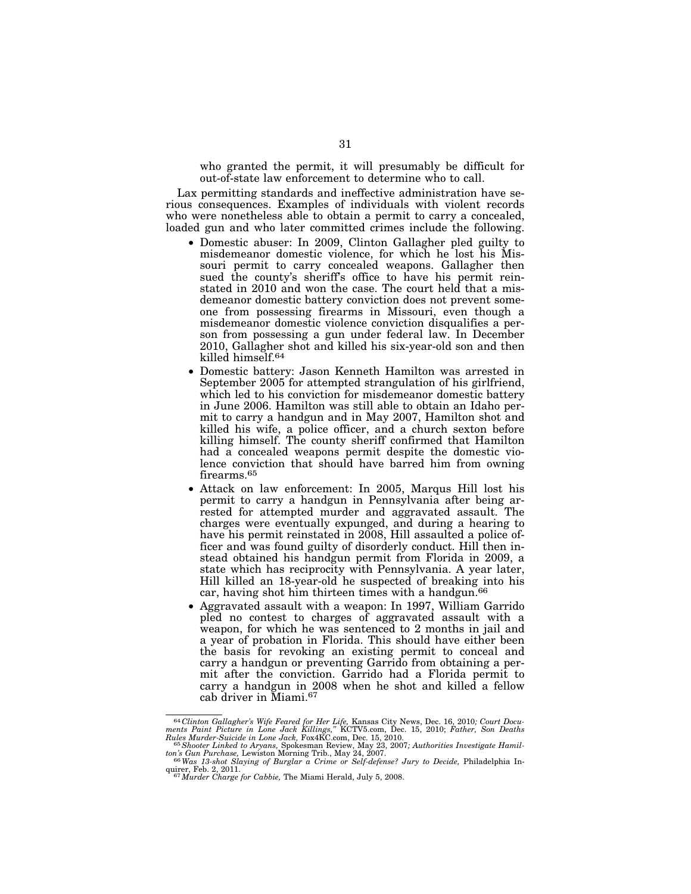who granted the permit, it will presumably be difficult for out-of-state law enforcement to determine who to call.

Lax permitting standards and ineffective administration have serious consequences. Examples of individuals with violent records who were nonetheless able to obtain a permit to carry a concealed, loaded gun and who later committed crimes include the following.

- Domestic abuser: In 2009, Clinton Gallagher pled guilty to misdemeanor domestic violence, for which he lost his Missouri permit to carry concealed weapons. Gallagher then sued the county's sheriff's office to have his permit reinstated in 2010 and won the case. The court held that a misdemeanor domestic battery conviction does not prevent someone from possessing firearms in Missouri, even though a misdemeanor domestic violence conviction disqualifies a person from possessing a gun under federal law. In December 2010, Gallagher shot and killed his six-year-old son and then killed himself.[64]
- Domestic battery: Jason Kenneth Hamilton was arrested in September 2005 for attempted strangulation of his girlfriend, which led to his conviction for misdemeanor domestic battery in June 2006. Hamilton was still able to obtain an Idaho permit to carry a handgun and in May 2007, Hamilton shot and killed his wife, a police officer, and a church sexton before killing himself. The county sheriff confirmed that Hamilton had a concealed weapons permit despite the domestic violence conviction that should have barred him from owning firearms.[65]
- Attack on law enforcement: In 2005, Marqus Hill lost his permit to carry a handgun in Pennsylvania after being arrested for attempted murder and aggravated assault. The charges were eventually expunged, and during a hearing to have his permit reinstated in 2008, Hill assaulted a police officer and was found guilty of disorderly conduct. Hill then instead obtained his handgun permit from Florida in 2009, a state which has reciprocity with Pennsylvania. A year later, Hill killed an 18-year-old he suspected of breaking into his car, having shot him thirteen times with a handgun.[66]
- Aggravated assault with a weapon: In 1997, William Garrido pled no contest to charges of aggravated assault with a weapon, for which he was sentenced to 2 months in jail and a year of probation in Florida. This should have either been the basis for revoking an existing permit to conceal and carry a handgun or preventing Garrido from obtaining a permit after the conviction. Garrido had a Florida permit to carry a handgun in 2008 when he shot and killed a fellow cab driver in Miami.[67]

---

[64] *Clinton Gallagher's Wife Feared for Her Life,* Kansas City News, Dec. 16, 2010; *Court Documents Paint Picture in Lone Jack Killings,"* KCTV5.com, Dec. 15, 2010; *Father, Son Deaths Rules Murder-Suicide in Lone Jack,* Fox4KC.com, Dec. 15, 2010.

[65] *Shooter Linked to Aryans,* Spokesman Review, May 23, 2007; *Authorities Investigate Hamilton's Gun Purchase,* Lewiston Morning Trib., May 24, 2007.

[66] *Was 13-shot Slaying of Burglar a Crime or Self-defense? Jury to Decide,* Philadelphia Inquirer, Feb. 2, 2011.

[67] *Murder Charge for Cabbie,* The Miami Herald, July 5, 2008.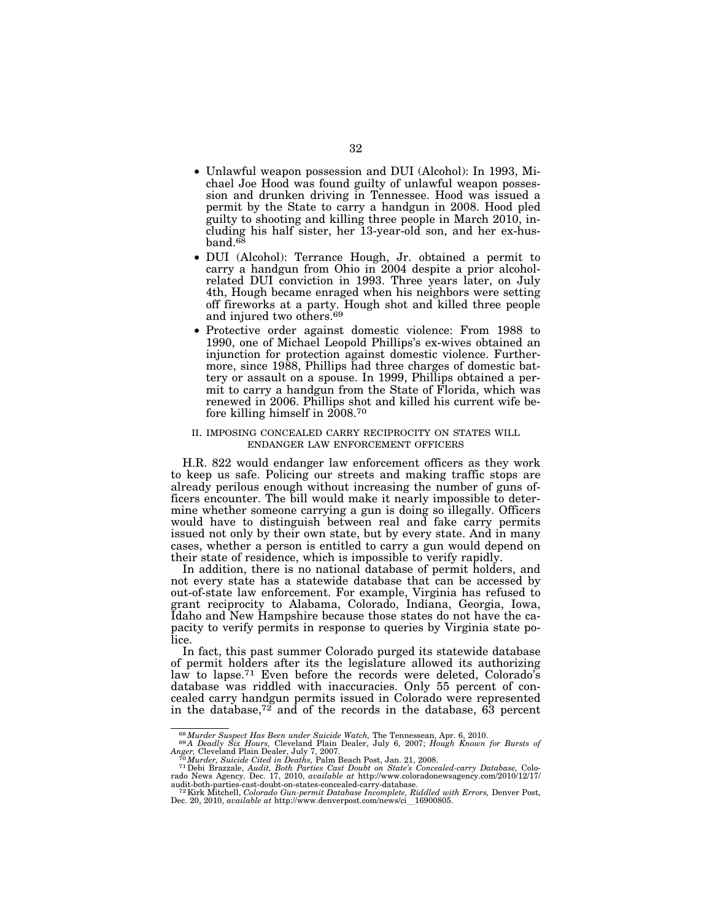- Unlawful weapon possession and DUI (Alcohol): In 1993, Michael Joe Hood was found guilty of unlawful weapon possession and drunken driving in Tennessee. Hood was issued a permit by the State to carry a handgun in 2008. Hood pled guilty to shooting and killing three people in March 2010, including his half sister, her 13-year-old son, and her ex-husband.[68]
- DUI (Alcohol): Terrance Hough, Jr. obtained a permit to carry a handgun from Ohio in 2004 despite a prior alcohol-related DUI conviction in 1993. Three years later, on July 4th, Hough became enraged when his neighbors were setting off fireworks at a party. Hough shot and killed three people and injured two others.[69]
- Protective order against domestic violence: From 1988 to 1990, one of Michael Leopold Phillips's ex-wives obtained an injunction for protection against domestic violence. Furthermore, since 1988, Phillips had three charges of domestic battery or assault on a spouse. In 1999, Phillips obtained a permit to carry a handgun from the State of Florida, which was renewed in 2006. Phillips shot and killed his current wife before killing himself in 2008.[70]

## II. IMPOSING CONCEALED CARRY RECIPROCITY ON STATES WILL ENDANGER LAW ENFORCEMENT OFFICERS

H.R. 822 would endanger law enforcement officers as they work to keep us safe. Policing our streets and making traffic stops are already perilous enough without increasing the number of guns officers encounter. The bill would make it nearly impossible to determine whether someone carrying a gun is doing so illegally. Officers would have to distinguish between real and fake carry permits issued not only by their own state, but by every state. And in many cases, whether a person is entitled to carry a gun would depend on their state of residence, which is impossible to verify rapidly.

In addition, there is no national database of permit holders, and not every state has a statewide database that can be accessed by out-of-state law enforcement. For example, Virginia has refused to grant reciprocity to Alabama, Colorado, Indiana, Georgia, Iowa, Idaho and New Hampshire because those states do not have the capacity to verify permits in response to queries by Virginia state police.

In fact, this past summer Colorado purged its statewide database of permit holders after its the legislature allowed its authorizing law to lapse.[71] Even before the records were deleted, Colorado's database was riddled with inaccuracies. Only 55 percent of concealed carry handgun permits issued in Colorado were represented in the database,[72] and of the records in the database, 63 percent

---

[68] *Murder Suspect Has Been under Suicide Watch,* The Tennessean, Apr. 6, 2010.

[69] *A Deadly Six Hours,* Cleveland Plain Dealer, July 6, 2007; *Hough Known for Bursts of Anger,* Cleveland Plain Dealer, July 7, 2007.

[70] *Murder, Suicide Cited in Deaths,* Palm Beach Post, Jan. 21, 2008.

[71] Debi Brazzale, *Audit, Both Parties Cast Doubt on State's Concealed-carry Database,* Colorado News Agency. Dec. 17, 2010, *available at* http://www.coloradonewsagency.com/2010/12/17/audit-both-parties-cast-doubt-on-states-concealed-carry-database.

[72] Kirk Mitchell, *Colorado Gun-permit Database Incomplete, Riddled with Errors,* Denver Post, Dec. 20, 2010, *available at* http://www.denverpost.com/news/ci__16900805.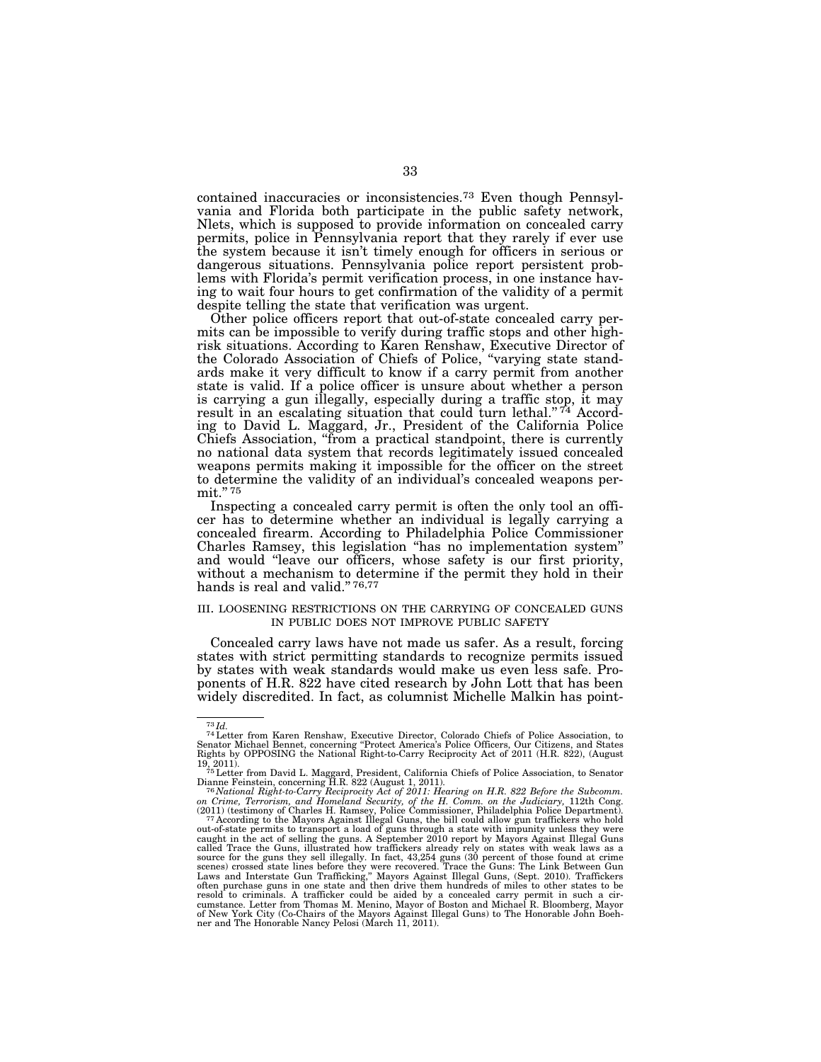contained inaccuracies or inconsistencies.[73] Even though Pennsylvania and Florida both participate in the public safety network, Nlets, which is supposed to provide information on concealed carry permits, police in Pennsylvania report that they rarely if ever use the system because it isn't timely enough for officers in serious or dangerous situations. Pennsylvania police report persistent problems with Florida's permit verification process, in one instance having to wait four hours to get confirmation of the validity of a permit despite telling the state that verification was urgent.

Other police officers report that out-of-state concealed carry permits can be impossible to verify during traffic stops and other high-risk situations. According to Karen Renshaw, Executive Director of the Colorado Association of Chiefs of Police, "varying state standards make it very difficult to know if a carry permit from another state is valid. If a police officer is unsure about whether a person is carrying a gun illegally, especially during a traffic stop, it may result in an escalating situation that could turn lethal."[74] According to David L. Maggard, Jr., President of the California Police Chiefs Association, "from a practical standpoint, there is currently no national data system that records legitimately issued concealed weapons permits making it impossible for the officer on the street to determine the validity of an individual's concealed weapons permit."[75]

Inspecting a concealed carry permit is often the only tool an officer has to determine whether an individual is legally carrying a concealed firearm. According to Philadelphia Police Commissioner Charles Ramsey, this legislation "has no implementation system" and would "leave our officers, whose safety is our first priority, without a mechanism to determine if the permit they hold in their hands is real and valid."[76,77]

## III. LOOSENING RESTRICTIONS ON THE CARRYING OF CONCEALED GUNS IN PUBLIC DOES NOT IMPROVE PUBLIC SAFETY

Concealed carry laws have not made us safer. As a result, forcing states with strict permitting standards to recognize permits issued by states with weak standards would make us even less safe. Proponents of H.R. 822 have cited research by John Lott that has been widely discredited. In fact, as columnist Michelle Malkin has point-

---

[73] *Id.*

[74] Letter from Karen Renshaw, Executive Director, Colorado Chiefs of Police Association, to Senator Michael Bennet, concerning "Protect America's Police Officers, Our Citizens, and States Rights by OPPOSING the National Right-to-Carry Reciprocity Act of 2011 (H.R. 822), (August 19, 2011).

[75] Letter from David L. Maggard, President, California Chiefs of Police Association, to Senator Dianne Feinstein, concerning H.R. 822 (August 1, 2011).

[76] *National Right-to-Carry Reciprocity Act of 2011: Hearing on H.R. 822 Before the Subcomm. on Crime, Terrorism, and Homeland Security, of the H. Comm. on the Judiciary,* 112th Cong. (2011) (testimony of Charles H. Ramsey, Police Commissioner, Philadelphia Police Department).

[77] According to the Mayors Against Illegal Guns, the bill could allow gun traffickers who hold out-of-state permits to transport a load of guns through a state with impunity unless they were caught in the act of selling the guns. A September 2010 report by Mayors Against Illegal Guns called Trace the Guns, illustrated how traffickers already rely on states with weak laws as a source for the guns they sell illegally. In fact, 43,254 guns (30 percent of those found at crime scenes) crossed state lines before they were recovered. Trace the Guns: The Link Between Gun Laws and Interstate Gun Trafficking," Mayors Against Illegal Guns, (Sept. 2010). Traffickers often purchase guns in one state and then drive them hundreds of miles to other states to be resold to criminals. A trafficker could be aided by a concealed carry permit in such a circumstance. Letter from Thomas M. Menino, Mayor of Boston and Michael R. Bloomberg, Mayor of New York City (Co-Chairs of the Mayors Against Illegal Guns) to The Honorable John Boehner and The Honorable Nancy Pelosi (March 11, 2011).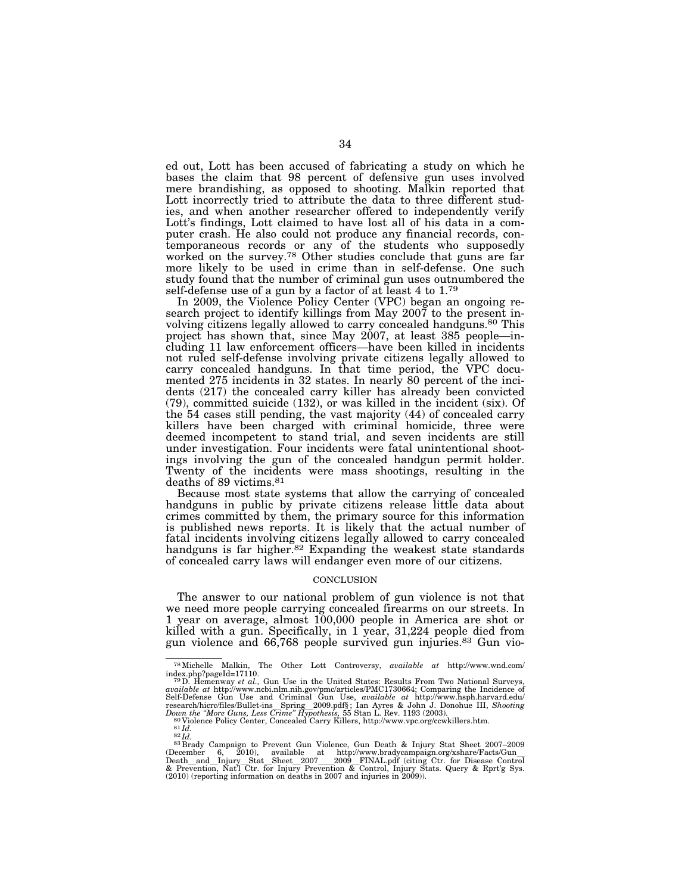ed out, Lott has been accused of fabricating a study on which he bases the claim that 98 percent of defensive gun uses involved mere brandishing, as opposed to shooting. Malkin reported that Lott incorrectly tried to attribute the data to three different studies, and when another researcher offered to independently verify Lott's findings, Lott claimed to have lost all of his data in a computer crash. He also could not produce any financial records, contemporaneous records or any of the students who supposedly worked on the survey.[78] Other studies conclude that guns are far more likely to be used in crime than in self-defense. One such study found that the number of criminal gun uses outnumbered the self-defense use of a gun by a factor of at least 4 to 1.[79]

In 2009, the Violence Policy Center (VPC) began an ongoing research project to identify killings from May 2007 to the present involving citizens legally allowed to carry concealed handguns.[80] This project has shown that, since May 2007, at least 385 people—including 11 law enforcement officers—have been killed in incidents not ruled self-defense involving private citizens legally allowed to carry concealed handguns. In that time period, the VPC documented 275 incidents in 32 states. In nearly 80 percent of the incidents (217) the concealed carry killer has already been convicted (79), committed suicide (132), or was killed in the incident (six). Of the 54 cases still pending, the vast majority (44) of concealed carry killers have been charged with criminal homicide, three were deemed incompetent to stand trial, and seven incidents are still under investigation. Four incidents were fatal unintentional shootings involving the gun of the concealed handgun permit holder. Twenty of the incidents were mass shootings, resulting in the deaths of 89 victims.[81]

Because most state systems that allow the carrying of concealed handguns in public by private citizens release little data about crimes committed by them, the primary source for this information is published news reports. It is likely that the actual number of fatal incidents involving citizens legally allowed to carry concealed handguns is far higher.[82] Expanding the weakest state standards of concealed carry laws will endanger even more of our citizens.

## CONCLUSION

The answer to our national problem of gun violence is not that we need more people carrying concealed firearms on our streets. In 1 year on average, almost 100,000 people in America are shot or killed with a gun. Specifically, in 1 year, 31,224 people died from gun violence and 66,768 people survived gun injuries.[83] Gun vio-

---

[78] Michelle Malkin, The Other Lott Controversy, *available at* http://www.wnd.com/index.php?pageId=17110.

[79] D. Hemenway *et al.*, Gun Use in the United States: Results From Two National Surveys, *available at* http://www.ncbi.nlm.nih.gov/pmc/articles/PMC1730664; Comparing the Incidence of Self-Defense Gun Use and Criminal Gun Use, *available at* http://www.hsph.harvard.edu/research/hicrc/files/Bullet-ins__Spring__2009.pdf§; Ian Ayres & John J. Donohue III, *Shooting Down the "More Guns, Less Crime" Hypothesis,* 55 Stan L. Rev. 1193 (2003).

[80] Violence Policy Center, Concealed Carry Killers, http://www.vpc.org/ccwkillers.htm.

[81] *Id.*

[82] *Id.*

[83] Brady Campaign to Prevent Gun Violence, Gun Death & Injury Stat Sheet 2007–2009 (December 6, 2010), available at http://www.bradycampaign.org/xshare/Facts/Gun__Death__and__Injury__Stat__Sheet__2007____2009__FINAL.pdf (citing Ctr. for Disease Control & Prevention, Nat'l Ctr. for Injury Prevention & Control, Injury Stats. Query & Rprt'g Sys. (2010) (reporting information on deaths in 2007 and injuries in 2009)).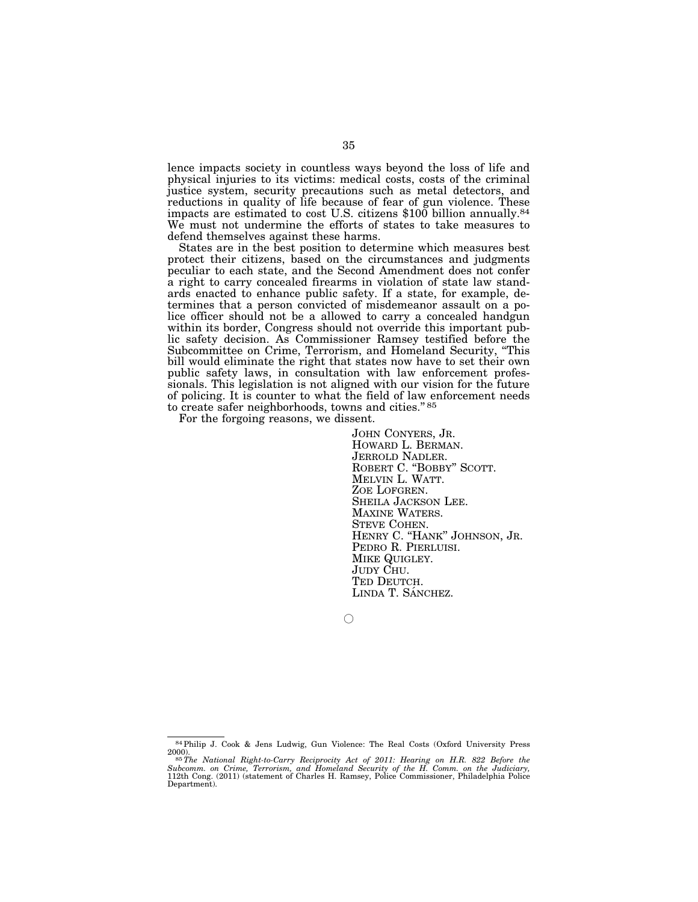lence impacts society in countless ways beyond the loss of life and physical injuries to its victims: medical costs, costs of the criminal justice system, security precautions such as metal detectors, and reductions in quality of life because of fear of gun violence. These impacts are estimated to cost U.S. citizens $100 billion annually.[84] We must not undermine the efforts of states to take measures to defend themselves against these harms.

States are in the best position to determine which measures best protect their citizens, based on the circumstances and judgments peculiar to each state, and the Second Amendment does not confer a right to carry concealed firearms in violation of state law standards enacted to enhance public safety. If a state, for example, determines that a person convicted of misdemeanor assault on a police officer should not be a allowed to carry a concealed handgun within its border, Congress should not override this important public safety decision. As Commissioner Ramsey testified before the Subcommittee on Crime, Terrorism, and Homeland Security, "This bill would eliminate the right that states now have to set their own public safety laws, in consultation with law enforcement professionals. This legislation is not aligned with our vision for the future of policing. It is counter to what the field of law enforcement needs to create safer neighborhoods, towns and cities."[85]

For the forgoing reasons, we dissent.

JOHN CONYERS, JR.
HOWARD L. BERMAN.
JERROLD NADLER.
ROBERT C. "BOBBY" SCOTT.
MELVIN L. WATT.
ZOE LOFGREN.
SHEILA JACKSON LEE.
MAXINE WATERS.
STEVE COHEN.
HENRY C. "HANK" JOHNSON, JR.
PEDRO R. PIERLUISI.
MIKE QUIGLEY.
JUDY CHU.
TED DEUTCH.
LINDA T. SÁNCHEZ.

---

[84] Philip J. Cook & Jens Ludwig, Gun Violence: The Real Costs (Oxford University Press 2000).

[85] *The National Right-to-Carry Reciprocity Act of 2011: Hearing on H.R. 822 Before the Subcomm. on Crime, Terrorism, and Homeland Security of the H. Comm. on the Judiciary,* 112th Cong. (2011) (statement of Charles H. Ramsey, Police Commissioner, Philadelphia Police Department).